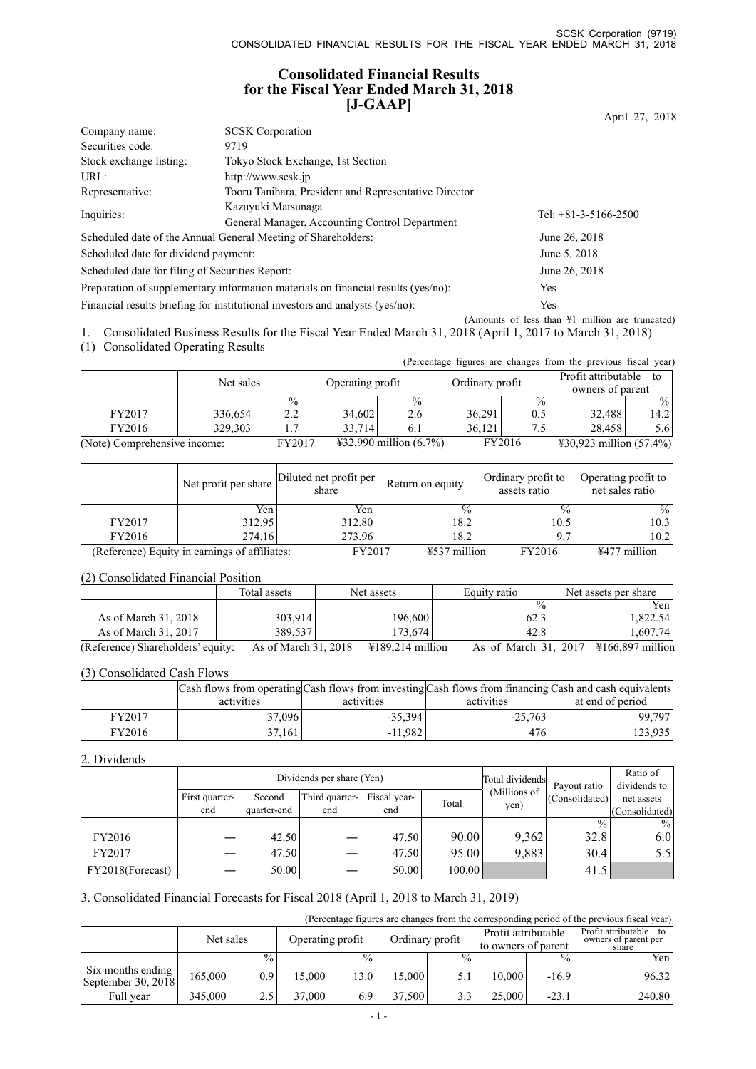# Consolidated Financial Results for the Fiscal Year Ended March 31, 2018 [J-GAAP]

April 27, 2018

| | | |
|---|---|---|
| Company name: | SCSK Corporation | |
| Securities code: | 9719 | |
| Stock exchange listing: | Tokyo Stock Exchange, 1st Section | |
| URL: | http://www.scsk.jp | |
| Representative: | Tooru Tanihara, President and Representative Director | |
| Inquiries: | Kazuyuki Matsunaga<br>General Manager, Accounting Control Department | Tel: +81-3-5166-2500 |
| Scheduled date of the Annual General Meeting of Shareholders: | | June 26, 2018 |
| Scheduled date for dividend payment: | | June 5, 2018 |
| Scheduled date for filing of Securities Report: | | June 26, 2018 |
| Preparation of supplementary information materials on financial results (yes/no): | | Yes |
| Financial results briefing for institutional investors and analysts (yes/no): | | Yes |

(Amounts of less than ¥1 million are truncated)

1. Consolidated Business Results for the Fiscal Year Ended March 31, 2018 (April 1, 2017 to March 31, 2018)

(1) Consolidated Operating Results

(Percentage figures are changes from the previous fiscal year)

| | Net sales | | Operating profit | | Ordinary profit | | Profit attributable to owners of parent | |
|---|---|---|---|---|---|---|---|---|
| | | % | | % | | % | | % |
| FY2017 | 336,654 | 2.2 | 34,602 | 2.6 | 36,291 | 0.5 | 32,488 | 14.2 |
| FY2016 | 329,303 | 1.7 | 33,714 | 6.1 | 36,121 | 7.5 | 28,458 | 5.6 |

(Note) Comprehensive income: FY2017 ¥32,990 million (6.7%) FY2016 ¥30,923 million (57.4%)

| | Net profit per share | Diluted net profit per share | Return on equity | Ordinary profit to assets ratio | Operating profit to net sales ratio |
|---|---|---|---|---|---|
| | Yen | Yen | % | % | % |
| FY2017 | 312.95 | 312.80 | 18.2 | 10.5 | 10.3 |
| FY2016 | 274.16 | 273.96 | 18.2 | 9.7 | 10.2 |

(Reference) Equity in earnings of affiliates: FY2017 ¥537 million FY2016 ¥477 million

(2) Consolidated Financial Position

| | Total assets | Net assets | Equity ratio | Net assets per share |
|---|---|---|---|---|
| | | | % | Yen |
| As of March 31, 2018 | 303,914 | 196,600 | 62.3 | 1,822.54 |
| As of March 31, 2017 | 389,537 | 173,674 | 42.8 | 1,607.74 |

(Reference) Shareholders' equity: As of March 31, 2018 ¥189,214 million As of March 31, 2017 ¥166,897 million

(3) Consolidated Cash Flows

| | Cash flows from operating activities | Cash flows from investing activities | Cash flows from financing activities | Cash and cash equivalents at end of period |
|---|---|---|---|---|
| FY2017 | 37,096 | -35,394 | -25,763 | 99,797 |
| FY2016 | 37,161 | -11,982 | 476 | 123,935 |

2. Dividends

| | Dividends per share (Yen) | | | | | Total dividends (Millions of yen) | Payout ratio (Consolidated) | Ratio of dividends to net assets (Consolidated) |
|---|---|---|---|---|---|---|---|---|
| | First quarter-end | Second quarter-end | Third quarter-end | Fiscal year-end | Total | | | |
| | | | | | | | % | % |
| FY2016 | — | 42.50 | — | 47.50 | 90.00 | 9,362 | 32.8 | 6.0 |
| FY2017 | — | 47.50 | — | 47.50 | 95.00 | 9,883 | 30.4 | 5.5 |
| FY2018(Forecast) | — | 50.00 | — | 50.00 | 100.00 | | 41.5 | |

3. Consolidated Financial Forecasts for Fiscal 2018 (April 1, 2018 to March 31, 2019)

(Percentage figures are changes from the corresponding period of the previous fiscal year)

| | Net sales | | Operating profit | | Ordinary profit | | Profit attributable to owners of parent | | Profit attributable to owners of parent per share |
|---|---|---|---|---|---|---|---|---|---|
| | | % | | % | | % | | % | Yen |
| Six months ending September 30, 2018 | 165,000 | 0.9 | 15,000 | 13.0 | 15,000 | 5.1 | 10,000 | -16.9 | 96.32 |
| Full year | 345,000 | 2.5 | 37,000 | 6.9 | 37,500 | 3.3 | 25,000 | -23.1 | 240.80 |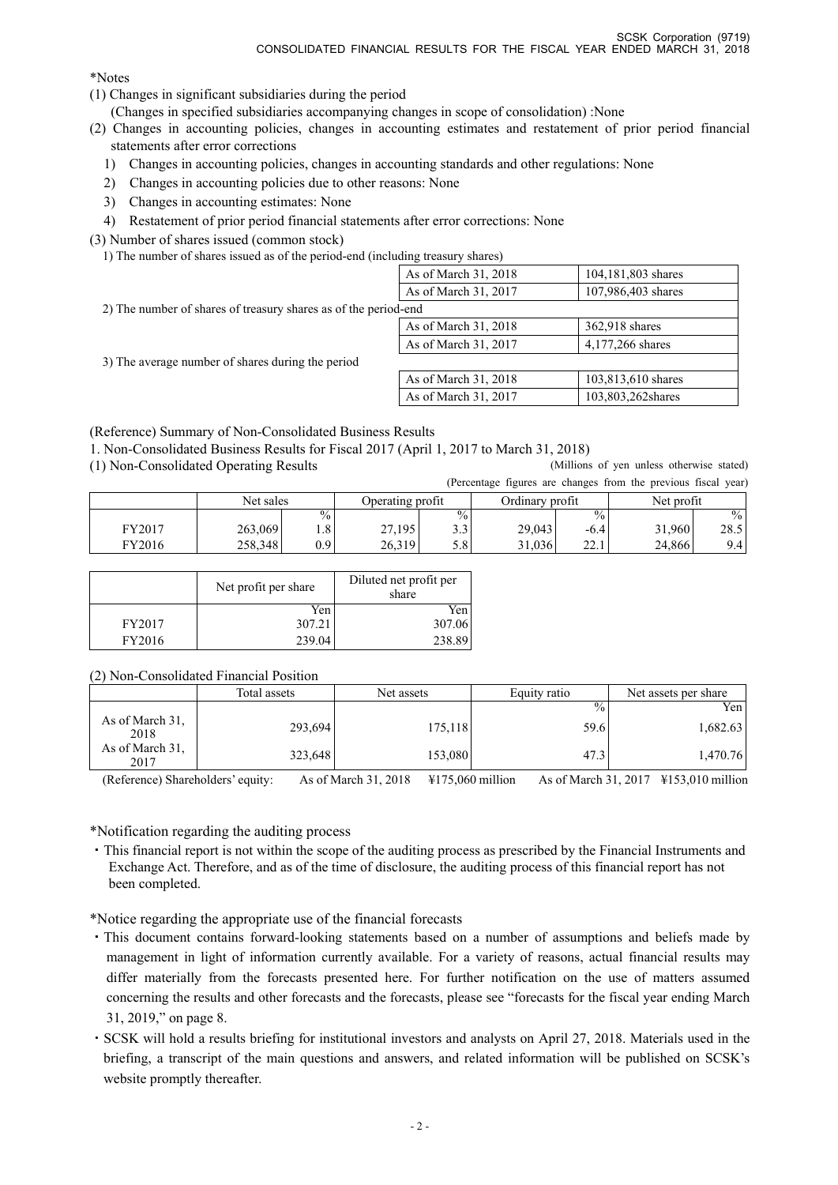*Notes

(1) Changes in significant subsidiaries during the period
    (Changes in specified subsidiaries accompanying changes in scope of consolidation) :None

(2) Changes in accounting policies, changes in accounting estimates and restatement of prior period financial statements after error corrections
   1) Changes in accounting policies, changes in accounting standards and other regulations: None
   2) Changes in accounting policies due to other reasons: None
   3) Changes in accounting estimates: None
   4) Restatement of prior period financial statements after error corrections: None

(3) Number of shares issued (common stock)

| | | |
|---|---|---|
| 1) The number of shares issued as of the period-end (including treasury shares) | As of March 31, 2018 | 104,181,803 shares |
| | As of March 31, 2017 | 107,986,403 shares |
| 2) The number of shares of treasury shares as of the period-end | As of March 31, 2018 | 362,918 shares |
| | As of March 31, 2017 | 4,177,266 shares |
| 3) The average number of shares during the period | As of March 31, 2018 | 103,813,610 shares |
| | As of March 31, 2017 | 103,803,262shares |

(Reference) Summary of Non-Consolidated Business Results

1. Non-Consolidated Business Results for Fiscal 2017 (April 1, 2017 to March 31, 2018)

(1) Non-Consolidated Operating Results

(Millions of yen unless otherwise stated)
(Percentage figures are changes from the previous fiscal year)

| | Net sales | | Operating profit | | Ordinary profit | | Net profit | |
|---|---|---|---|---|---|---|---|---|
| | | % | | % | | % | | % |
| FY2017 | 263,069 | 1.8 | 27,195 | 3.3 | 29,043 | -6.4 | 31,960 | 28.5 |
| FY2016 | 258,348 | 0.9 | 26,319 | 5.8 | 31,036 | 22.1 | 24,866 | 9.4 |

| | Net profit per share | Diluted net profit per share |
|---|---|---|
| | Yen | Yen |
| FY2017 | 307.21 | 307.06 |
| FY2016 | 239.04 | 238.89 |

(2) Non-Consolidated Financial Position

| | Total assets | Net assets | Equity ratio | Net assets per share |
|---|---|---|---|---|
| | | | % | Yen |
| As of March 31, 2018 | 293,694 | 175,118 | 59.6 | 1,682.63 |
| As of March 31, 2017 | 323,648 | 153,080 | 47.3 | 1,470.76 |

(Reference) Shareholders' equity: As of March 31, 2018 ¥175,060 million As of March 31, 2017 ¥153,010 million

*Notification regarding the auditing process

・This financial report is not within the scope of the auditing process as prescribed by the Financial Instruments and Exchange Act. Therefore, and as of the time of disclosure, the auditing process of this financial report has not been completed.

*Notice regarding the appropriate use of the financial forecasts

・This document contains forward-looking statements based on a number of assumptions and beliefs made by management in light of information currently available. For a variety of reasons, actual financial results may differ materially from the forecasts presented here. For further notification on the use of matters assumed concerning the results and other forecasts and the forecasts, please see "forecasts for the fiscal year ending March 31, 2019," on page 8.

・SCSK will hold a results briefing for institutional investors and analysts on April 27, 2018. Materials used in the briefing, a transcript of the main questions and answers, and related information will be published on SCSK's website promptly thereafter.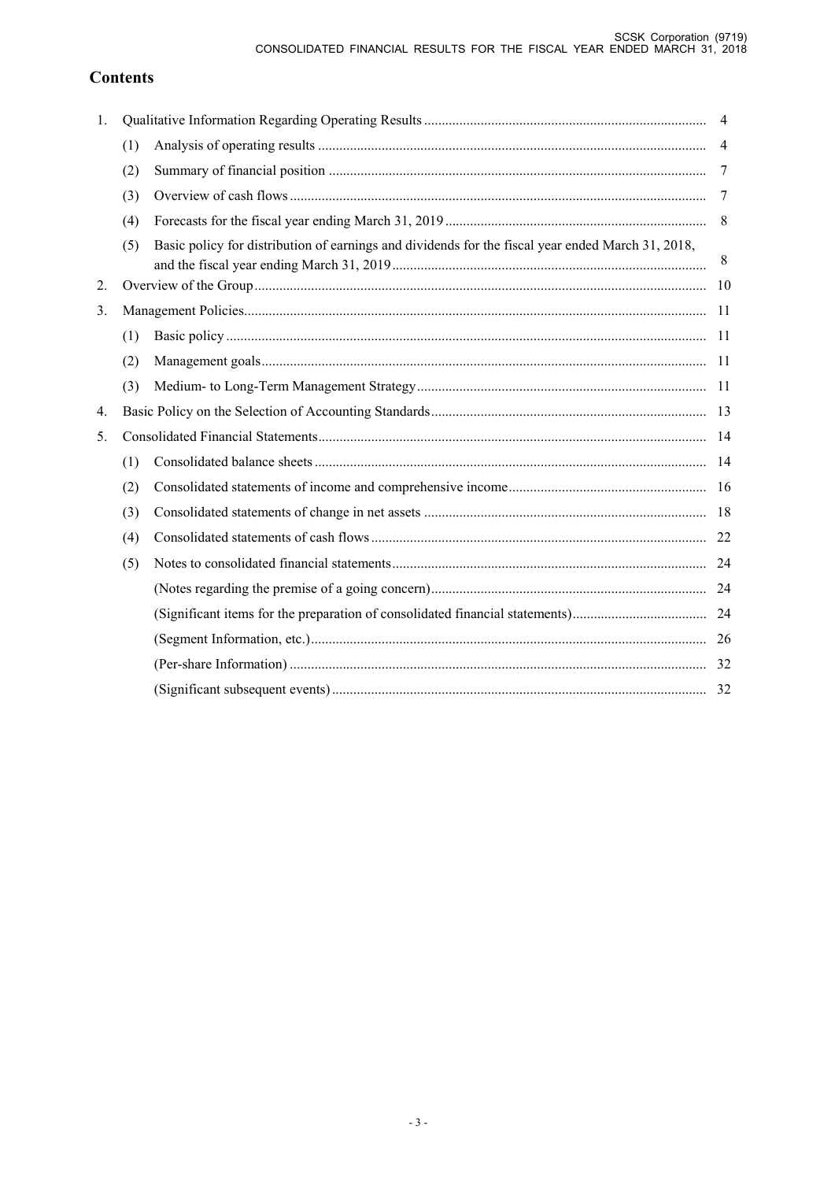# Contents

| | | | |
|---|---|---|---|
| 1. | Qualitative Information Regarding Operating Results | | 4 |
| | (1) | Analysis of operating results | 4 |
| | (2) | Summary of financial position | 7 |
| | (3) | Overview of cash flows | 7 |
| | (4) | Forecasts for the fiscal year ending March 31, 2019 | 8 |
| | (5) | Basic policy for distribution of earnings and dividends for the fiscal year ended March 31, 2018, and the fiscal year ending March 31, 2019 | 8 |
| 2. | Overview of the Group | | 10 |
| 3. | Management Policies | | 11 |
| | (1) | Basic policy | 11 |
| | (2) | Management goals | 11 |
| | (3) | Medium- to Long-Term Management Strategy | 11 |
| 4. | Basic Policy on the Selection of Accounting Standards | | 13 |
| 5. | Consolidated Financial Statements | | 14 |
| | (1) | Consolidated balance sheets | 14 |
| | (2) | Consolidated statements of income and comprehensive income | 16 |
| | (3) | Consolidated statements of change in net assets | 18 |
| | (4) | Consolidated statements of cash flows | 22 |
| | (5) | Notes to consolidated financial statements | 24 |
| | | (Notes regarding the premise of a going concern) | 24 |
| | | (Significant items for the preparation of consolidated financial statements) | 24 |
| | | (Segment Information, etc.) | 26 |
| | | (Per-share Information) | 32 |
| | | (Significant subsequent events) | 32 |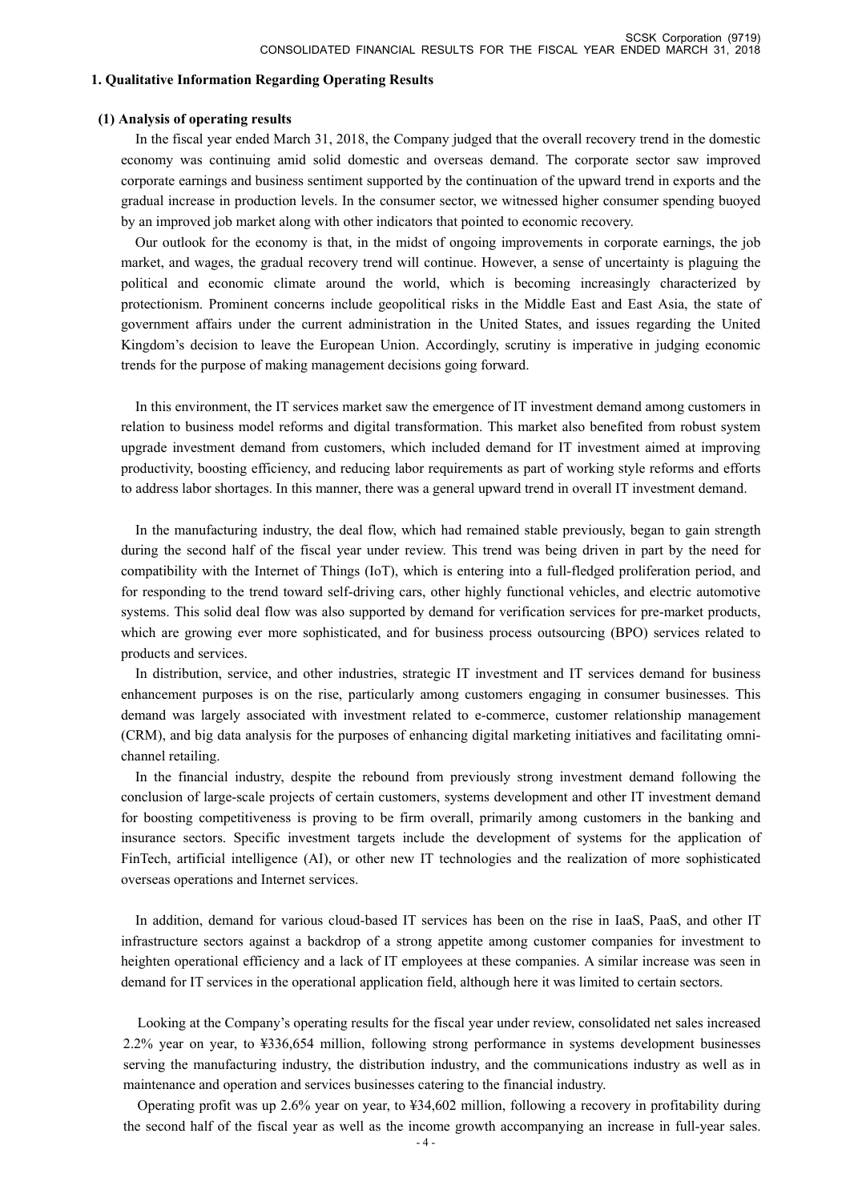## 1. Qualitative Information Regarding Operating Results

### (1) Analysis of operating results

In the fiscal year ended March 31, 2018, the Company judged that the overall recovery trend in the domestic economy was continuing amid solid domestic and overseas demand. The corporate sector saw improved corporate earnings and business sentiment supported by the continuation of the upward trend in exports and the gradual increase in production levels. In the consumer sector, we witnessed higher consumer spending buoyed by an improved job market along with other indicators that pointed to economic recovery.

Our outlook for the economy is that, in the midst of ongoing improvements in corporate earnings, the job market, and wages, the gradual recovery trend will continue. However, a sense of uncertainty is plaguing the political and economic climate around the world, which is becoming increasingly characterized by protectionism. Prominent concerns include geopolitical risks in the Middle East and East Asia, the state of government affairs under the current administration in the United States, and issues regarding the United Kingdom's decision to leave the European Union. Accordingly, scrutiny is imperative in judging economic trends for the purpose of making management decisions going forward.

In this environment, the IT services market saw the emergence of IT investment demand among customers in relation to business model reforms and digital transformation. This market also benefited from robust system upgrade investment demand from customers, which included demand for IT investment aimed at improving productivity, boosting efficiency, and reducing labor requirements as part of working style reforms and efforts to address labor shortages. In this manner, there was a general upward trend in overall IT investment demand.

In the manufacturing industry, the deal flow, which had remained stable previously, began to gain strength during the second half of the fiscal year under review. This trend was being driven in part by the need for compatibility with the Internet of Things (IoT), which is entering into a full-fledged proliferation period, and for responding to the trend toward self-driving cars, other highly functional vehicles, and electric automotive systems. This solid deal flow was also supported by demand for verification services for pre-market products, which are growing ever more sophisticated, and for business process outsourcing (BPO) services related to products and services.

In distribution, service, and other industries, strategic IT investment and IT services demand for business enhancement purposes is on the rise, particularly among customers engaging in consumer businesses. This demand was largely associated with investment related to e-commerce, customer relationship management (CRM), and big data analysis for the purposes of enhancing digital marketing initiatives and facilitating omni-channel retailing.

In the financial industry, despite the rebound from previously strong investment demand following the conclusion of large-scale projects of certain customers, systems development and other IT investment demand for boosting competitiveness is proving to be firm overall, primarily among customers in the banking and insurance sectors. Specific investment targets include the development of systems for the application of FinTech, artificial intelligence (AI), or other new IT technologies and the realization of more sophisticated overseas operations and Internet services.

In addition, demand for various cloud-based IT services has been on the rise in IaaS, PaaS, and other IT infrastructure sectors against a backdrop of a strong appetite among customer companies for investment to heighten operational efficiency and a lack of IT employees at these companies. A similar increase was seen in demand for IT services in the operational application field, although here it was limited to certain sectors.

Looking at the Company's operating results for the fiscal year under review, consolidated net sales increased 2.2% year on year, to ¥336,654 million, following strong performance in systems development businesses serving the manufacturing industry, the distribution industry, and the communications industry as well as in maintenance and operation and services businesses catering to the financial industry.

Operating profit was up 2.6% year on year, to ¥34,602 million, following a recovery in profitability during the second half of the fiscal year as well as the income growth accompanying an increase in full-year sales.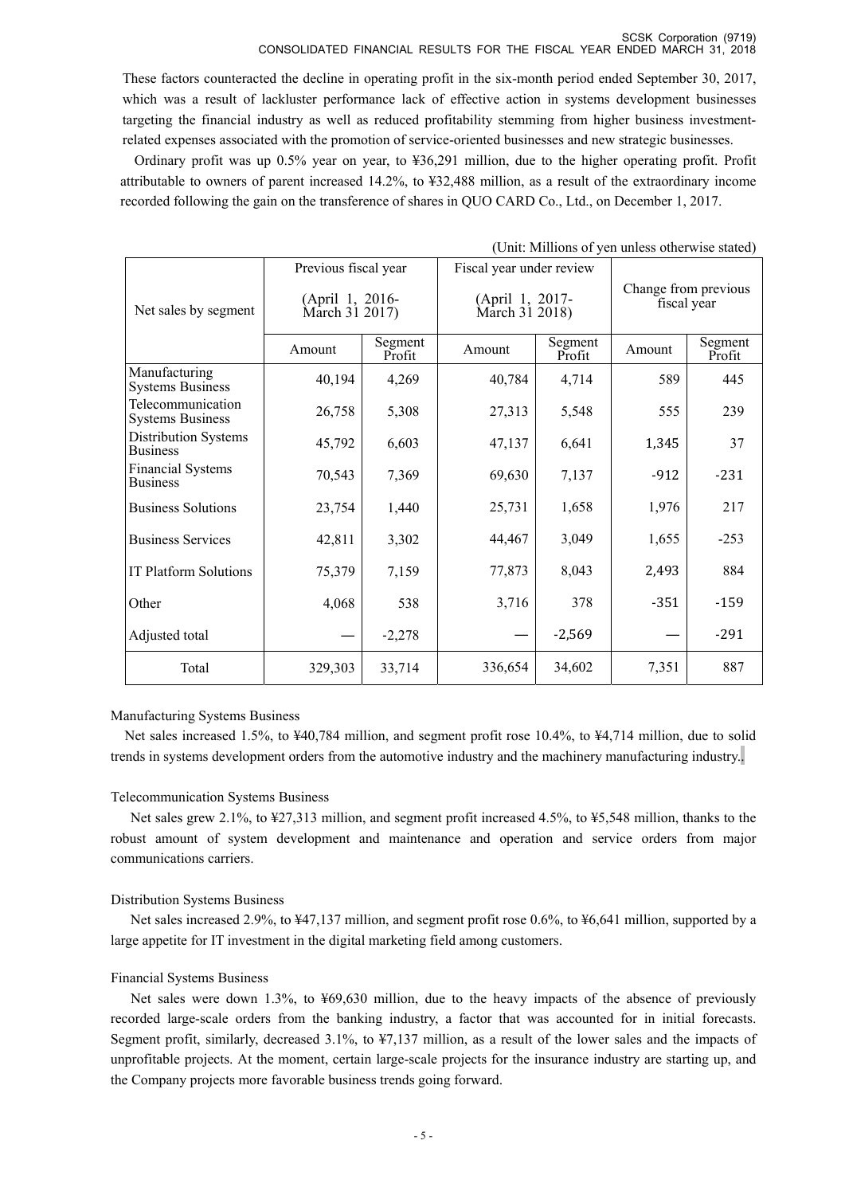These factors counteracted the decline in operating profit in the six-month period ended September 30, 2017, which was a result of lackluster performance lack of effective action in systems development businesses targeting the financial industry as well as reduced profitability stemming from higher business investment-related expenses associated with the promotion of service-oriented businesses and new strategic businesses.

Ordinary profit was up 0.5% year on year, to ¥36,291 million, due to the higher operating profit. Profit attributable to owners of parent increased 14.2%, to ¥32,488 million, as a result of the extraordinary income recorded following the gain on the transference of shares in QUO CARD Co., Ltd., on December 1, 2017.

(Unit: Millions of yen unless otherwise stated)

| Net sales by segment | Previous fiscal year (April 1, 2016- March 31 2017) | | Fiscal year under review (April 1, 2017- March 31 2018) | | Change from previous fiscal year | |
|---|---|---|---|---|---|---|
| | Amount | Segment Profit | Amount | Segment Profit | Amount | Segment Profit |
| Manufacturing Systems Business | 40,194 | 4,269 | 40,784 | 4,714 | 589 | 445 |
| Telecommunication Systems Business | 26,758 | 5,308 | 27,313 | 5,548 | 555 | 239 |
| Distribution Systems Business | 45,792 | 6,603 | 47,137 | 6,641 | 1,345 | 37 |
| Financial Systems Business | 70,543 | 7,369 | 69,630 | 7,137 | -912 | -231 |
| Business Solutions | 23,754 | 1,440 | 25,731 | 1,658 | 1,976 | 217 |
| Business Services | 42,811 | 3,302 | 44,467 | 3,049 | 1,655 | -253 |
| IT Platform Solutions | 75,379 | 7,159 | 77,873 | 8,043 | 2,493 | 884 |
| Other | 4,068 | 538 | 3,716 | 378 | -351 | -159 |
| Adjusted total | — | -2,278 | — | -2,569 | — | -291 |
| Total | 329,303 | 33,714 | 336,654 | 34,602 | 7,351 | 887 |

Manufacturing Systems Business

Net sales increased 1.5%, to ¥40,784 million, and segment profit rose 10.4%, to ¥4,714 million, due to solid trends in systems development orders from the automotive industry and the machinery manufacturing industry.

Telecommunication Systems Business

Net sales grew 2.1%, to ¥27,313 million, and segment profit increased 4.5%, to ¥5,548 million, thanks to the robust amount of system development and maintenance and operation and service orders from major communications carriers.

Distribution Systems Business

Net sales increased 2.9%, to ¥47,137 million, and segment profit rose 0.6%, to ¥6,641 million, supported by a large appetite for IT investment in the digital marketing field among customers.

Financial Systems Business

Net sales were down 1.3%, to ¥69,630 million, due to the heavy impacts of the absence of previously recorded large-scale orders from the banking industry, a factor that was accounted for in initial forecasts. Segment profit, similarly, decreased 3.1%, to ¥7,137 million, as a result of the lower sales and the impacts of unprofitable projects. At the moment, certain large-scale projects for the insurance industry are starting up, and the Company projects more favorable business trends going forward.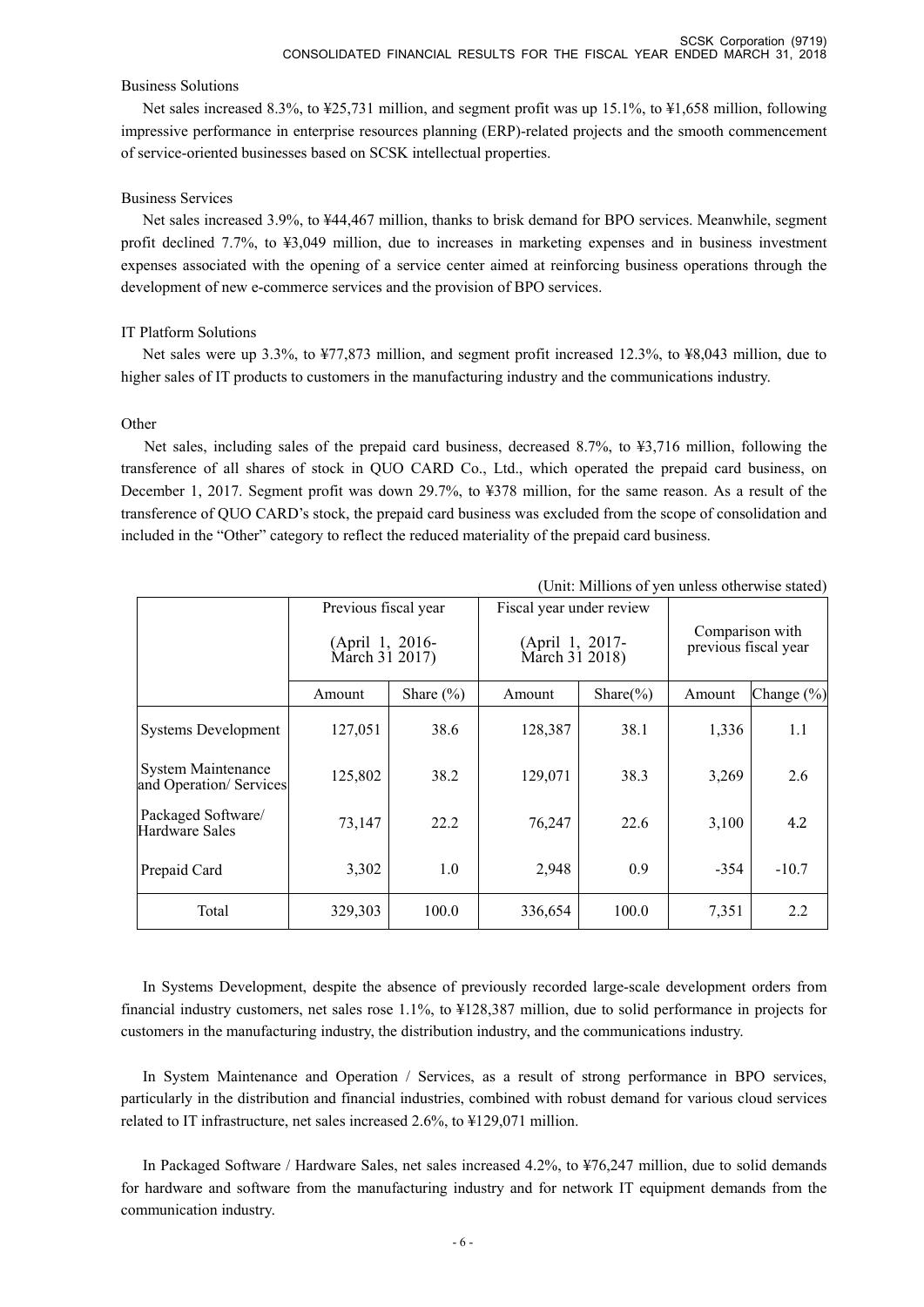Business Solutions

Net sales increased 8.3%, to ¥25,731 million, and segment profit was up 15.1%, to ¥1,658 million, following impressive performance in enterprise resources planning (ERP)-related projects and the smooth commencement of service-oriented businesses based on SCSK intellectual properties.

Business Services

Net sales increased 3.9%, to ¥44,467 million, thanks to brisk demand for BPO services. Meanwhile, segment profit declined 7.7%, to ¥3,049 million, due to increases in marketing expenses and in business investment expenses associated with the opening of a service center aimed at reinforcing business operations through the development of new e-commerce services and the provision of BPO services.

IT Platform Solutions

Net sales were up 3.3%, to ¥77,873 million, and segment profit increased 12.3%, to ¥8,043 million, due to higher sales of IT products to customers in the manufacturing industry and the communications industry.

Other

Net sales, including sales of the prepaid card business, decreased 8.7%, to ¥3,716 million, following the transference of all shares of stock in QUO CARD Co., Ltd., which operated the prepaid card business, on December 1, 2017. Segment profit was down 29.7%, to ¥378 million, for the same reason. As a result of the transference of QUO CARD's stock, the prepaid card business was excluded from the scope of consolidation and included in the "Other" category to reflect the reduced materiality of the prepaid card business.

(Unit: Millions of yen unless otherwise stated)

| | Previous fiscal year (April 1, 2016- March 31 2017) | | Fiscal year under review (April 1, 2017- March 31 2018) | | Comparison with previous fiscal year | |
|---|---|---|---|---|---|---|
| | Amount | Share (%) | Amount | Share(%) | Amount | Change (%) |
| Systems Development | 127,051 | 38.6 | 128,387 | 38.1 | 1,336 | 1.1 |
| System Maintenance and Operation/ Services | 125,802 | 38.2 | 129,071 | 38.3 | 3,269 | 2.6 |
| Packaged Software/ Hardware Sales | 73,147 | 22.2 | 76,247 | 22.6 | 3,100 | 4.2 |
| Prepaid Card | 3,302 | 1.0 | 2,948 | 0.9 | -354 | -10.7 |
| Total | 329,303 | 100.0 | 336,654 | 100.0 | 7,351 | 2.2 |

In Systems Development, despite the absence of previously recorded large-scale development orders from financial industry customers, net sales rose 1.1%, to ¥128,387 million, due to solid performance in projects for customers in the manufacturing industry, the distribution industry, and the communications industry.

In System Maintenance and Operation / Services, as a result of strong performance in BPO services, particularly in the distribution and financial industries, combined with robust demand for various cloud services related to IT infrastructure, net sales increased 2.6%, to ¥129,071 million.

In Packaged Software / Hardware Sales, net sales increased 4.2%, to ¥76,247 million, due to solid demands for hardware and software from the manufacturing industry and for network IT equipment demands from the communication industry.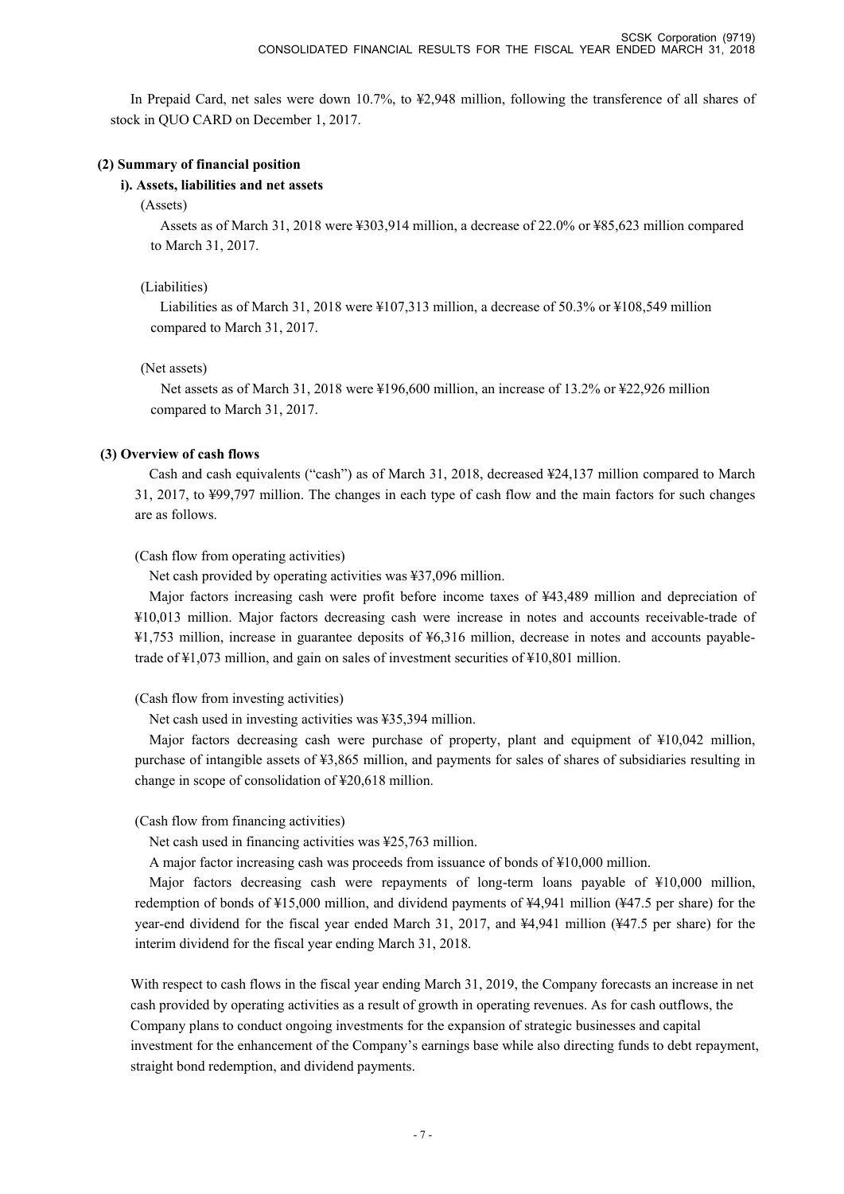In Prepaid Card, net sales were down 10.7%, to ¥2,948 million, following the transference of all shares of stock in QUO CARD on December 1, 2017.

**(2) Summary of financial position**

**i). Assets, liabilities and net assets**

(Assets)

Assets as of March 31, 2018 were ¥303,914 million, a decrease of 22.0% or ¥85,623 million compared to March 31, 2017.

(Liabilities)

Liabilities as of March 31, 2018 were ¥107,313 million, a decrease of 50.3% or ¥108,549 million compared to March 31, 2017.

(Net assets)

Net assets as of March 31, 2018 were ¥196,600 million, an increase of 13.2% or ¥22,926 million compared to March 31, 2017.

**(3) Overview of cash flows**

Cash and cash equivalents ("cash") as of March 31, 2018, decreased ¥24,137 million compared to March 31, 2017, to ¥99,797 million. The changes in each type of cash flow and the main factors for such changes are as follows.

(Cash flow from operating activities)

Net cash provided by operating activities was ¥37,096 million.

Major factors increasing cash were profit before income taxes of ¥43,489 million and depreciation of ¥10,013 million. Major factors decreasing cash were increase in notes and accounts receivable-trade of ¥1,753 million, increase in guarantee deposits of ¥6,316 million, decrease in notes and accounts payable-trade of ¥1,073 million, and gain on sales of investment securities of ¥10,801 million.

(Cash flow from investing activities)

Net cash used in investing activities was ¥35,394 million.

Major factors decreasing cash were purchase of property, plant and equipment of ¥10,042 million, purchase of intangible assets of ¥3,865 million, and payments for sales of shares of subsidiaries resulting in change in scope of consolidation of ¥20,618 million.

(Cash flow from financing activities)

Net cash used in financing activities was ¥25,763 million.

A major factor increasing cash was proceeds from issuance of bonds of ¥10,000 million.

Major factors decreasing cash were repayments of long-term loans payable of ¥10,000 million, redemption of bonds of ¥15,000 million, and dividend payments of ¥4,941 million (¥47.5 per share) for the year-end dividend for the fiscal year ended March 31, 2017, and ¥4,941 million (¥47.5 per share) for the interim dividend for the fiscal year ending March 31, 2018.

With respect to cash flows in the fiscal year ending March 31, 2019, the Company forecasts an increase in net cash provided by operating activities as a result of growth in operating revenues. As for cash outflows, the Company plans to conduct ongoing investments for the expansion of strategic businesses and capital investment for the enhancement of the Company's earnings base while also directing funds to debt repayment, straight bond redemption, and dividend payments.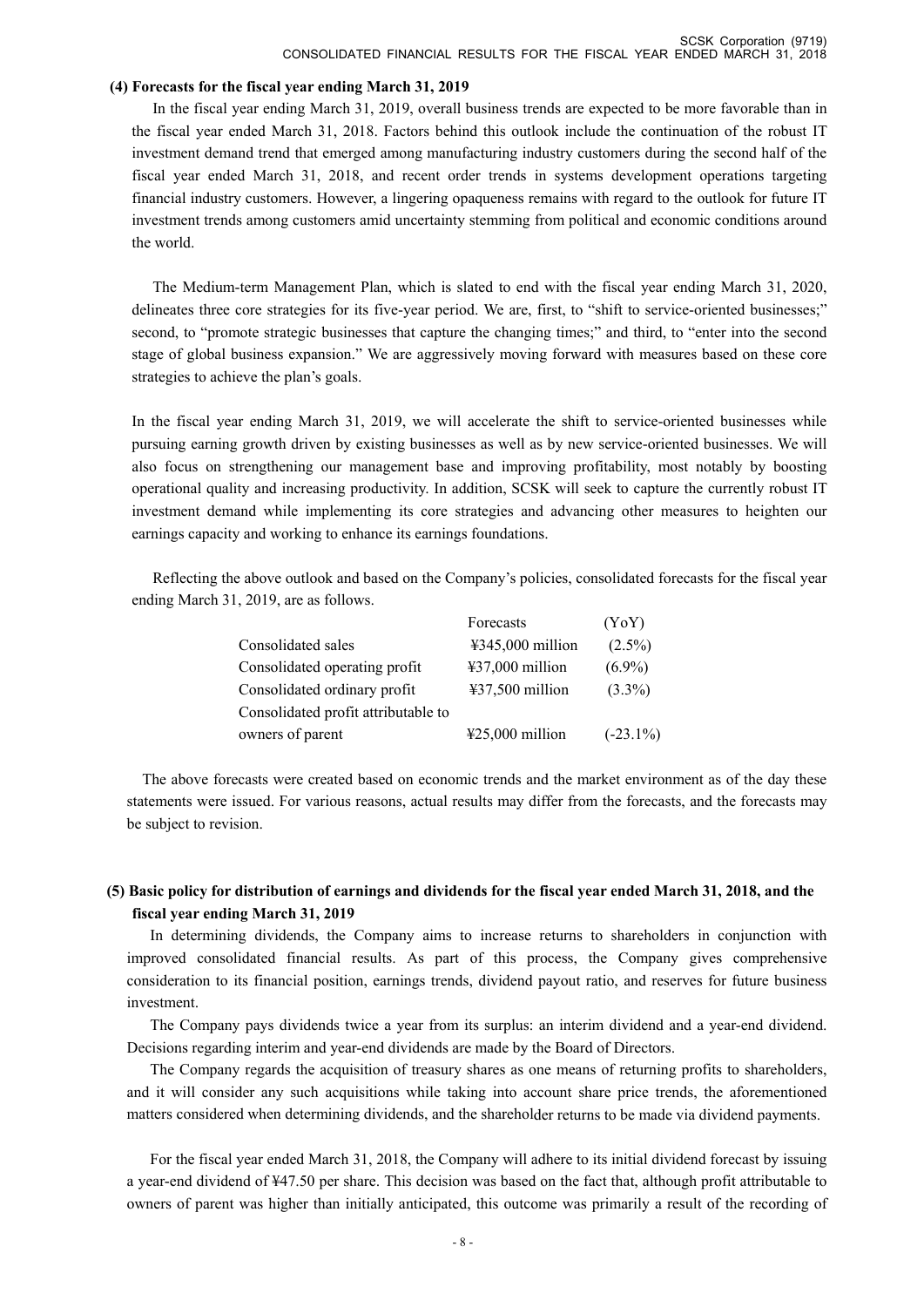### (4) Forecasts for the fiscal year ending March 31, 2019

In the fiscal year ending March 31, 2019, overall business trends are expected to be more favorable than in the fiscal year ended March 31, 2018. Factors behind this outlook include the continuation of the robust IT investment demand trend that emerged among manufacturing industry customers during the second half of the fiscal year ended March 31, 2018, and recent order trends in systems development operations targeting financial industry customers. However, a lingering opaqueness remains with regard to the outlook for future IT investment trends among customers amid uncertainty stemming from political and economic conditions around the world.

The Medium-term Management Plan, which is slated to end with the fiscal year ending March 31, 2020, delineates three core strategies for its five-year period. We are, first, to "shift to service-oriented businesses;" second, to "promote strategic businesses that capture the changing times;" and third, to "enter into the second stage of global business expansion." We are aggressively moving forward with measures based on these core strategies to achieve the plan's goals.

In the fiscal year ending March 31, 2019, we will accelerate the shift to service-oriented businesses while pursuing earning growth driven by existing businesses as well as by new service-oriented businesses. We will also focus on strengthening our management base and improving profitability, most notably by boosting operational quality and increasing productivity. In addition, SCSK will seek to capture the currently robust IT investment demand while implementing its core strategies and advancing other measures to heighten our earnings capacity and working to enhance its earnings foundations.

Reflecting the above outlook and based on the Company's policies, consolidated forecasts for the fiscal year ending March 31, 2019, are as follows.

| | Forecasts | (YoY) |
|---|---|---|
| Consolidated sales | ¥345,000 million | (2.5%) |
| Consolidated operating profit | ¥37,000 million | (6.9%) |
| Consolidated ordinary profit | ¥37,500 million | (3.3%) |
| Consolidated profit attributable to owners of parent | ¥25,000 million | (-23.1%) |

The above forecasts were created based on economic trends and the market environment as of the day these statements were issued. For various reasons, actual results may differ from the forecasts, and the forecasts may be subject to revision.

### (5) Basic policy for distribution of earnings and dividends for the fiscal year ended March 31, 2018, and the fiscal year ending March 31, 2019

In determining dividends, the Company aims to increase returns to shareholders in conjunction with improved consolidated financial results. As part of this process, the Company gives comprehensive consideration to its financial position, earnings trends, dividend payout ratio, and reserves for future business investment.

The Company pays dividends twice a year from its surplus: an interim dividend and a year-end dividend. Decisions regarding interim and year-end dividends are made by the Board of Directors.

The Company regards the acquisition of treasury shares as one means of returning profits to shareholders, and it will consider any such acquisitions while taking into account share price trends, the aforementioned matters considered when determining dividends, and the shareholder returns to be made via dividend payments.

For the fiscal year ended March 31, 2018, the Company will adhere to its initial dividend forecast by issuing a year-end dividend of ¥47.50 per share. This decision was based on the fact that, although profit attributable to owners of parent was higher than initially anticipated, this outcome was primarily a result of the recording of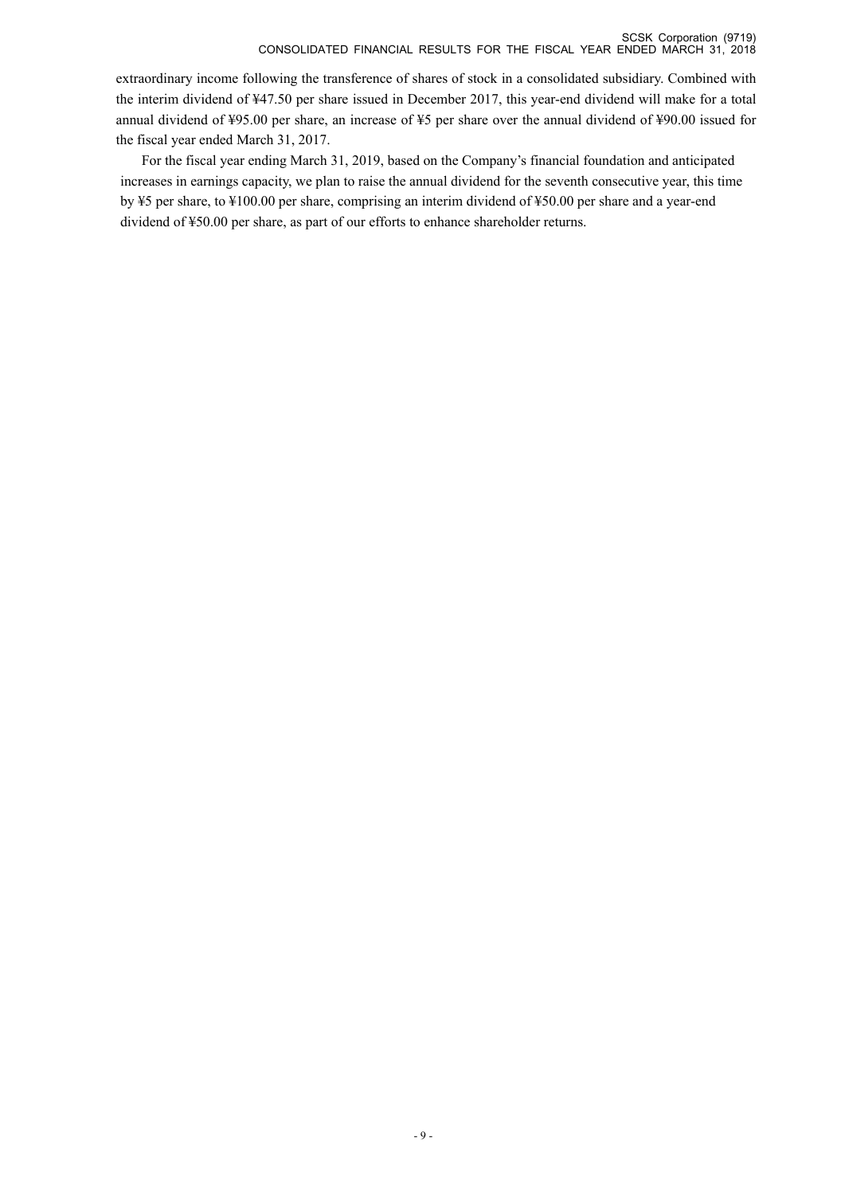extraordinary income following the transference of shares of stock in a consolidated subsidiary. Combined with the interim dividend of ¥47.50 per share issued in December 2017, this year-end dividend will make for a total annual dividend of ¥95.00 per share, an increase of ¥5 per share over the annual dividend of ¥90.00 issued for the fiscal year ended March 31, 2017.

For the fiscal year ending March 31, 2019, based on the Company's financial foundation and anticipated increases in earnings capacity, we plan to raise the annual dividend for the seventh consecutive year, this time by ¥5 per share, to ¥100.00 per share, comprising an interim dividend of ¥50.00 per share and a year-end dividend of ¥50.00 per share, as part of our efforts to enhance shareholder returns.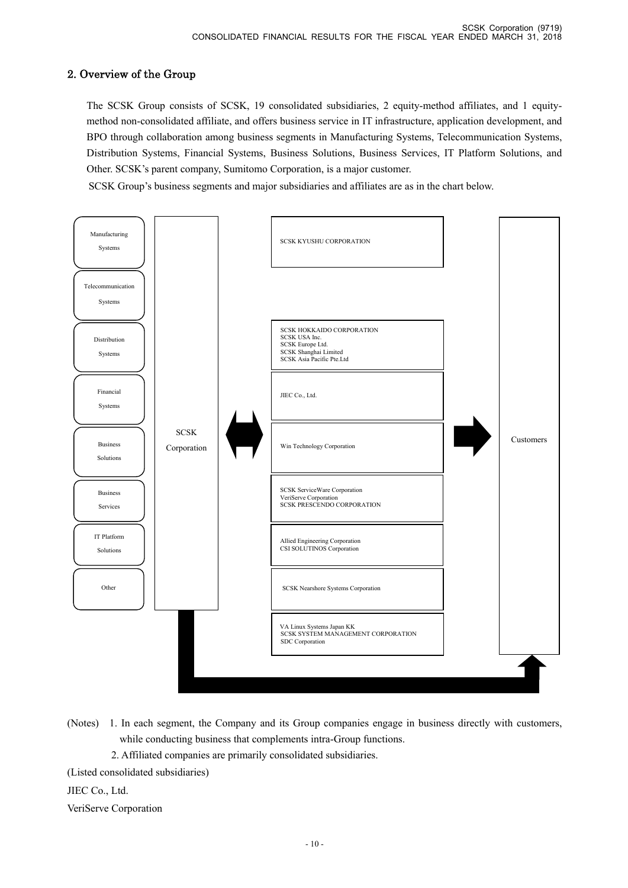## 2. Overview of the Group

The SCSK Group consists of SCSK, 19 consolidated subsidiaries, 2 equity-method affiliates, and 1 equity-method non-consolidated affiliate, and offers business service in IT infrastructure, application development, and BPO through collaboration among business segments in Manufacturing Systems, Telecommunication Systems, Distribution Systems, Financial Systems, Business Solutions, Business Services, IT Platform Solutions, and Other. SCSK's parent company, Sumitomo Corporation, is a major customer.

SCSK Group's business segments and major subsidiaries and affiliates are as in the chart below.

| Segment | | Subsidiaries and affiliates | |
|---|---|---|---|
| Manufacturing Systems | SCSK Corporation | SCSK KYUSHU CORPORATION | Customers |
| Telecommunication Systems | | | |
| Distribution Systems | | SCSK HOKKAIDO CORPORATION<br>SCSK USA Inc.<br>SCSK Europe Ltd.<br>SCSK Shanghai Limited<br>SCSK Asia Pacific Pte.Ltd | |
| Financial Systems | | JIEC Co., Ltd. | |
| Business Solutions | | Win Technology Corporation | |
| Business Services | | SCSK ServiceWare Corporation<br>VeriServe Corporation<br>SCSK PRESCENDO CORPORATION | |
| IT Platform Solutions | | Allied Engineering Corporation<br>CSI SOLUTINOS Corporation | |
| Other | | SCSK Nearshore Systems Corporation | |
| | | VA Linux Systems Japan KK<br>SCSK SYSTEM MANAGEMENT CORPORATION<br>SDC Corporation | |

(Notes) 1. In each segment, the Company and its Group companies engage in business directly with customers, while conducting business that complements intra-Group functions.

2. Affiliated companies are primarily consolidated subsidiaries.

(Listed consolidated subsidiaries)

JIEC Co., Ltd.

VeriServe Corporation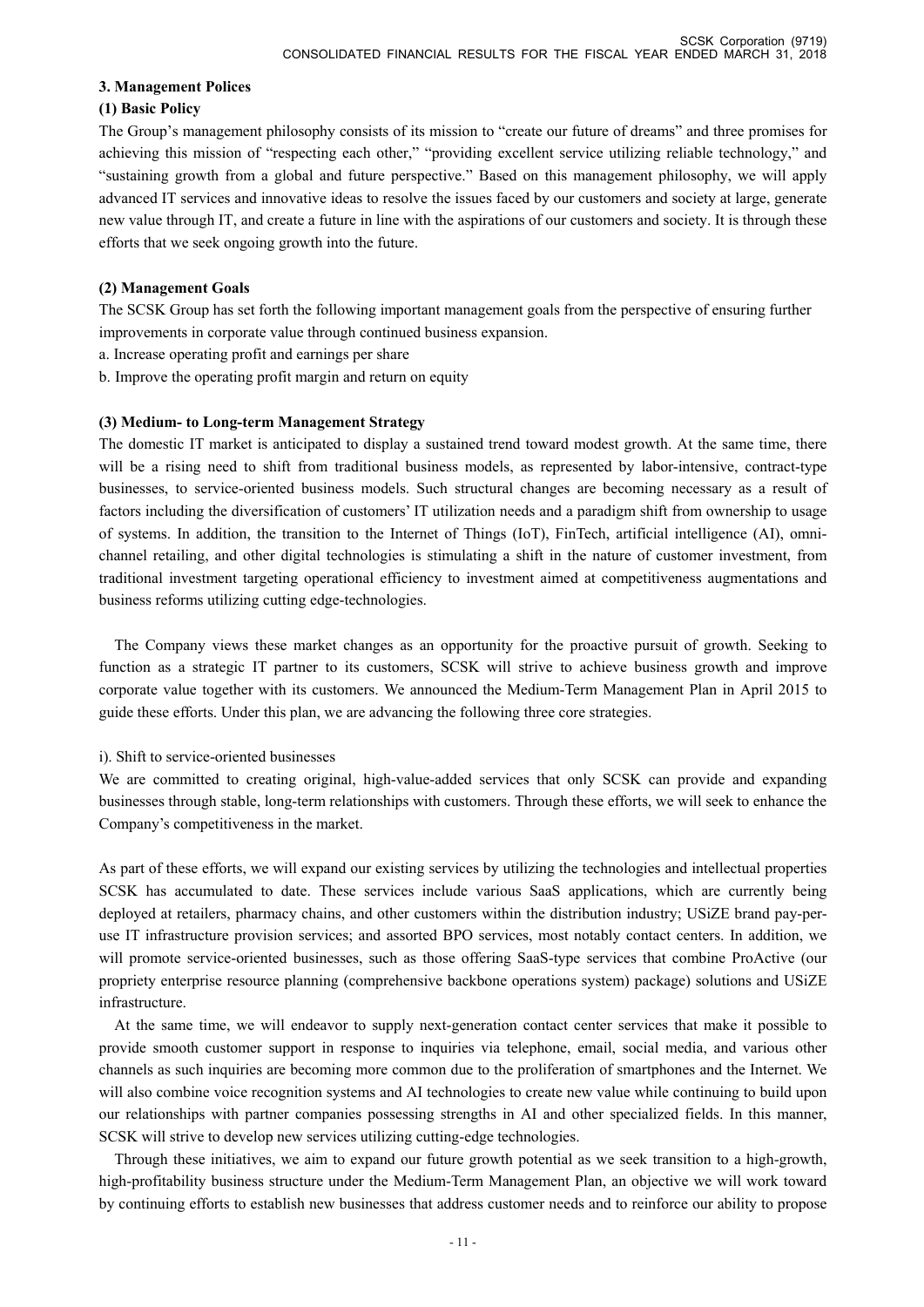## 3. Management Polices

### (1) Basic Policy

The Group's management philosophy consists of its mission to "create our future of dreams" and three promises for achieving this mission of "respecting each other," "providing excellent service utilizing reliable technology," and "sustaining growth from a global and future perspective." Based on this management philosophy, we will apply advanced IT services and innovative ideas to resolve the issues faced by our customers and society at large, generate new value through IT, and create a future in line with the aspirations of our customers and society. It is through these efforts that we seek ongoing growth into the future.

### (2) Management Goals

The SCSK Group has set forth the following important management goals from the perspective of ensuring further improvements in corporate value through continued business expansion.

a. Increase operating profit and earnings per share

b. Improve the operating profit margin and return on equity

### (3) Medium- to Long-term Management Strategy

The domestic IT market is anticipated to display a sustained trend toward modest growth. At the same time, there will be a rising need to shift from traditional business models, as represented by labor-intensive, contract-type businesses, to service-oriented business models. Such structural changes are becoming necessary as a result of factors including the diversification of customers' IT utilization needs and a paradigm shift from ownership to usage of systems. In addition, the transition to the Internet of Things (IoT), FinTech, artificial intelligence (AI), omni-channel retailing, and other digital technologies is stimulating a shift in the nature of customer investment, from traditional investment targeting operational efficiency to investment aimed at competitiveness augmentations and business reforms utilizing cutting edge-technologies.

The Company views these market changes as an opportunity for the proactive pursuit of growth. Seeking to function as a strategic IT partner to its customers, SCSK will strive to achieve business growth and improve corporate value together with its customers. We announced the Medium-Term Management Plan in April 2015 to guide these efforts. Under this plan, we are advancing the following three core strategies.

i). Shift to service-oriented businesses

We are committed to creating original, high-value-added services that only SCSK can provide and expanding businesses through stable, long-term relationships with customers. Through these efforts, we will seek to enhance the Company's competitiveness in the market.

As part of these efforts, we will expand our existing services by utilizing the technologies and intellectual properties SCSK has accumulated to date. These services include various SaaS applications, which are currently being deployed at retailers, pharmacy chains, and other customers within the distribution industry; USiZE brand pay-per-use IT infrastructure provision services; and assorted BPO services, most notably contact centers. In addition, we will promote service-oriented businesses, such as those offering SaaS-type services that combine ProActive (our propriety enterprise resource planning (comprehensive backbone operations system) package) solutions and USiZE infrastructure.

At the same time, we will endeavor to supply next-generation contact center services that make it possible to provide smooth customer support in response to inquiries via telephone, email, social media, and various other channels as such inquiries are becoming more common due to the proliferation of smartphones and the Internet. We will also combine voice recognition systems and AI technologies to create new value while continuing to build upon our relationships with partner companies possessing strengths in AI and other specialized fields. In this manner, SCSK will strive to develop new services utilizing cutting-edge technologies.

Through these initiatives, we aim to expand our future growth potential as we seek transition to a high-growth, high-profitability business structure under the Medium-Term Management Plan, an objective we will work toward by continuing efforts to establish new businesses that address customer needs and to reinforce our ability to propose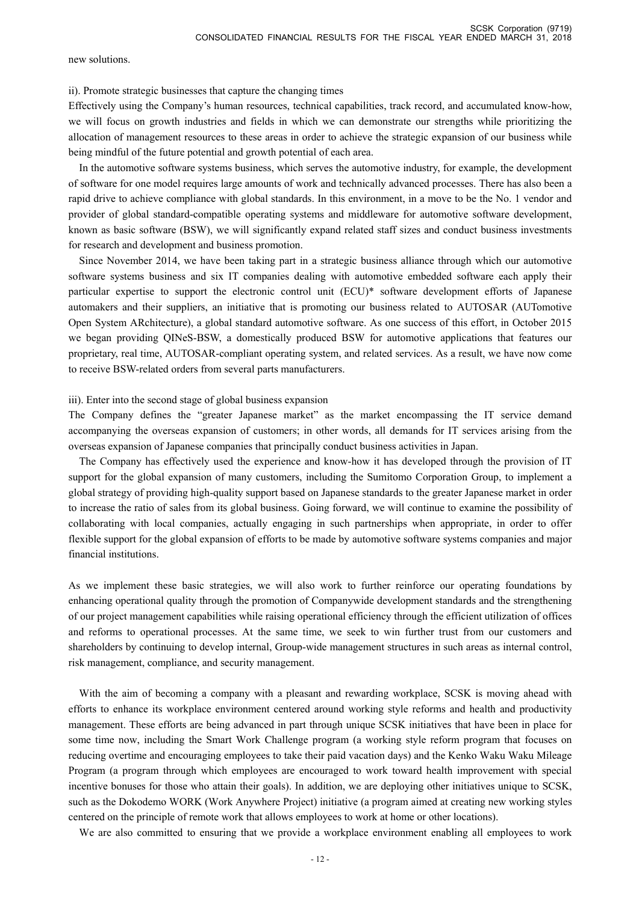new solutions.

ii). Promote strategic businesses that capture the changing times

Effectively using the Company's human resources, technical capabilities, track record, and accumulated know-how, we will focus on growth industries and fields in which we can demonstrate our strengths while prioritizing the allocation of management resources to these areas in order to achieve the strategic expansion of our business while being mindful of the future potential and growth potential of each area.

In the automotive software systems business, which serves the automotive industry, for example, the development of software for one model requires large amounts of work and technically advanced processes. There has also been a rapid drive to achieve compliance with global standards. In this environment, in a move to be the No. 1 vendor and provider of global standard-compatible operating systems and middleware for automotive software development, known as basic software (BSW), we will significantly expand related staff sizes and conduct business investments for research and development and business promotion.

Since November 2014, we have been taking part in a strategic business alliance through which our automotive software systems business and six IT companies dealing with automotive embedded software each apply their particular expertise to support the electronic control unit (ECU)* software development efforts of Japanese automakers and their suppliers, an initiative that is promoting our business related to AUTOSAR (AUTomotive Open System ARchitecture), a global standard automotive software. As one success of this effort, in October 2015 we began providing QINeS-BSW, a domestically produced BSW for automotive applications that features our proprietary, real time, AUTOSAR-compliant operating system, and related services. As a result, we have now come to receive BSW-related orders from several parts manufacturers.

iii). Enter into the second stage of global business expansion

The Company defines the "greater Japanese market" as the market encompassing the IT service demand accompanying the overseas expansion of customers; in other words, all demands for IT services arising from the overseas expansion of Japanese companies that principally conduct business activities in Japan.

The Company has effectively used the experience and know-how it has developed through the provision of IT support for the global expansion of many customers, including the Sumitomo Corporation Group, to implement a global strategy of providing high-quality support based on Japanese standards to the greater Japanese market in order to increase the ratio of sales from its global business. Going forward, we will continue to examine the possibility of collaborating with local companies, actually engaging in such partnerships when appropriate, in order to offer flexible support for the global expansion of efforts to be made by automotive software systems companies and major financial institutions.

As we implement these basic strategies, we will also work to further reinforce our operating foundations by enhancing operational quality through the promotion of Companywide development standards and the strengthening of our project management capabilities while raising operational efficiency through the efficient utilization of offices and reforms to operational processes. At the same time, we seek to win further trust from our customers and shareholders by continuing to develop internal, Group-wide management structures in such areas as internal control, risk management, compliance, and security management.

With the aim of becoming a company with a pleasant and rewarding workplace, SCSK is moving ahead with efforts to enhance its workplace environment centered around working style reforms and health and productivity management. These efforts are being advanced in part through unique SCSK initiatives that have been in place for some time now, including the Smart Work Challenge program (a working style reform program that focuses on reducing overtime and encouraging employees to take their paid vacation days) and the Kenko Waku Waku Mileage Program (a program through which employees are encouraged to work toward health improvement with special incentive bonuses for those who attain their goals). In addition, we are deploying other initiatives unique to SCSK, such as the Dokodemo WORK (Work Anywhere Project) initiative (a program aimed at creating new working styles centered on the principle of remote work that allows employees to work at home or other locations).

We are also committed to ensuring that we provide a workplace environment enabling all employees to work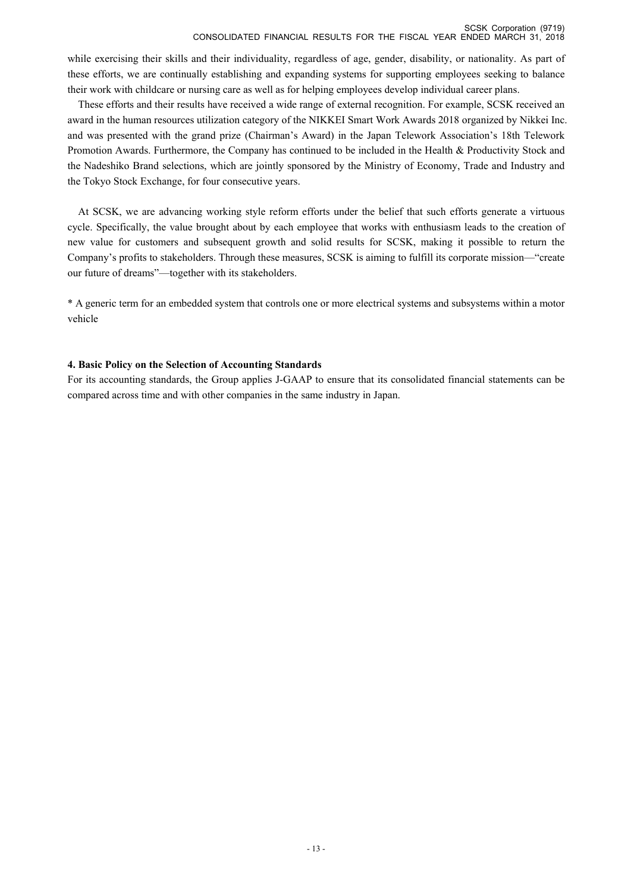while exercising their skills and their individuality, regardless of age, gender, disability, or nationality. As part of these efforts, we are continually establishing and expanding systems for supporting employees seeking to balance their work with childcare or nursing care as well as for helping employees develop individual career plans.

These efforts and their results have received a wide range of external recognition. For example, SCSK received an award in the human resources utilization category of the NIKKEI Smart Work Awards 2018 organized by Nikkei Inc. and was presented with the grand prize (Chairman's Award) in the Japan Telework Association's 18th Telework Promotion Awards. Furthermore, the Company has continued to be included in the Health & Productivity Stock and the Nadeshiko Brand selections, which are jointly sponsored by the Ministry of Economy, Trade and Industry and the Tokyo Stock Exchange, for four consecutive years.

At SCSK, we are advancing working style reform efforts under the belief that such efforts generate a virtuous cycle. Specifically, the value brought about by each employee that works with enthusiasm leads to the creation of new value for customers and subsequent growth and solid results for SCSK, making it possible to return the Company's profits to stakeholders. Through these measures, SCSK is aiming to fulfill its corporate mission—"create our future of dreams"—together with its stakeholders.

* A generic term for an embedded system that controls one or more electrical systems and subsystems within a motor vehicle

**4. Basic Policy on the Selection of Accounting Standards**

For its accounting standards, the Group applies J-GAAP to ensure that its consolidated financial statements can be compared across time and with other companies in the same industry in Japan.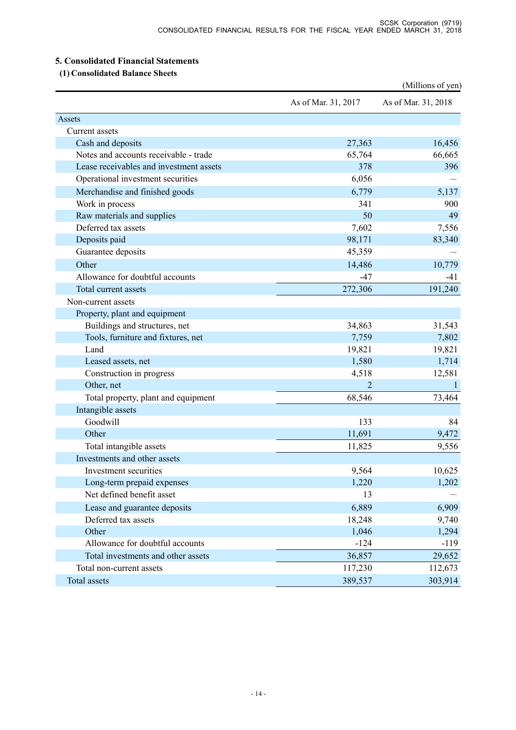## 5. Consolidated Financial Statements

### (1) Consolidated Balance Sheets

(Millions of yen)

| | As of Mar. 31, 2017 | As of Mar. 31, 2018 |
|---|---|---|
| Assets | | |
| Current assets | | |
| Cash and deposits | 27,363 | 16,456 |
| Notes and accounts receivable - trade | 65,764 | 66,665 |
| Lease receivables and investment assets | 378 | 396 |
| Operational investment securities | 6,056 | — |
| Merchandise and finished goods | 6,779 | 5,137 |
| Work in process | 341 | 900 |
| Raw materials and supplies | 50 | 49 |
| Deferred tax assets | 7,602 | 7,556 |
| Deposits paid | 98,171 | 83,340 |
| Guarantee deposits | 45,359 | — |
| Other | 14,486 | 10,779 |
| Allowance for doubtful accounts | -47 | -41 |
| Total current assets | 272,306 | 191,240 |
| Non-current assets | | |
| Property, plant and equipment | | |
| Buildings and structures, net | 34,863 | 31,543 |
| Tools, furniture and fixtures, net | 7,759 | 7,802 |
| Land | 19,821 | 19,821 |
| Leased assets, net | 1,580 | 1,714 |
| Construction in progress | 4,518 | 12,581 |
| Other, net | 2 | 1 |
| Total property, plant and equipment | 68,546 | 73,464 |
| Intangible assets | | |
| Goodwill | 133 | 84 |
| Other | 11,691 | 9,472 |
| Total intangible assets | 11,825 | 9,556 |
| Investments and other assets | | |
| Investment securities | 9,564 | 10,625 |
| Long-term prepaid expenses | 1,220 | 1,202 |
| Net defined benefit asset | 13 | — |
| Lease and guarantee deposits | 6,889 | 6,909 |
| Deferred tax assets | 18,248 | 9,740 |
| Other | 1,046 | 1,294 |
| Allowance for doubtful accounts | -124 | -119 |
| Total investments and other assets | 36,857 | 29,652 |
| Total non-current assets | 117,230 | 112,673 |
| Total assets | 389,537 | 303,914 |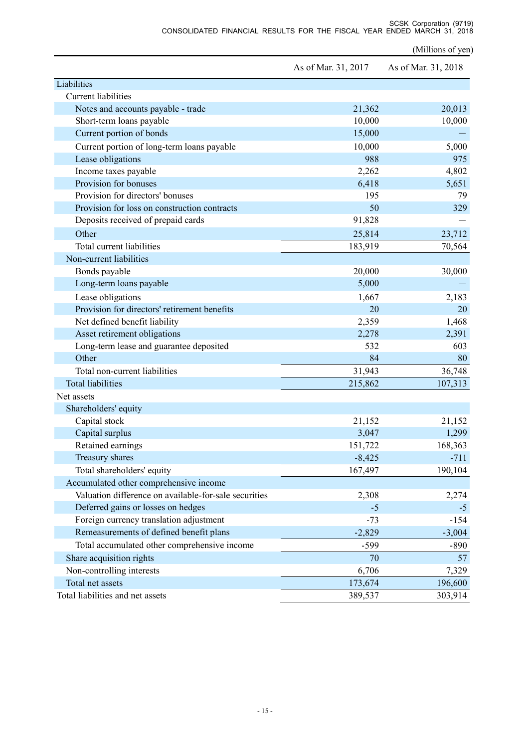(Millions of yen)

| | As of Mar. 31, 2017 | As of Mar. 31, 2018 |
|---|---|---|
| Liabilities | | |
| Current liabilities | | |
| Notes and accounts payable - trade | 21,362 | 20,013 |
| Short-term loans payable | 10,000 | 10,000 |
| Current portion of bonds | 15,000 | — |
| Current portion of long-term loans payable | 10,000 | 5,000 |
| Lease obligations | 988 | 975 |
| Income taxes payable | 2,262 | 4,802 |
| Provision for bonuses | 6,418 | 5,651 |
| Provision for directors' bonuses | 195 | 79 |
| Provision for loss on construction contracts | 50 | 329 |
| Deposits received of prepaid cards | 91,828 | — |
| Other | 25,814 | 23,712 |
| Total current liabilities | 183,919 | 70,564 |
| Non-current liabilities | | |
| Bonds payable | 20,000 | 30,000 |
| Long-term loans payable | 5,000 | — |
| Lease obligations | 1,667 | 2,183 |
| Provision for directors' retirement benefits | 20 | 20 |
| Net defined benefit liability | 2,359 | 1,468 |
| Asset retirement obligations | 2,278 | 2,391 |
| Long-term lease and guarantee deposited | 532 | 603 |
| Other | 84 | 80 |
| Total non-current liabilities | 31,943 | 36,748 |
| Total liabilities | 215,862 | 107,313 |
| Net assets | | |
| Shareholders' equity | | |
| Capital stock | 21,152 | 21,152 |
| Capital surplus | 3,047 | 1,299 |
| Retained earnings | 151,722 | 168,363 |
| Treasury shares | -8,425 | -711 |
| Total shareholders' equity | 167,497 | 190,104 |
| Accumulated other comprehensive income | | |
| Valuation difference on available-for-sale securities | 2,308 | 2,274 |
| Deferred gains or losses on hedges | -5 | -5 |
| Foreign currency translation adjustment | -73 | -154 |
| Remeasurements of defined benefit plans | -2,829 | -3,004 |
| Total accumulated other comprehensive income | -599 | -890 |
| Share acquisition rights | 70 | 57 |
| Non-controlling interests | 6,706 | 7,329 |
| Total net assets | 173,674 | 196,600 |
| Total liabilities and net assets | 389,537 | 303,914 |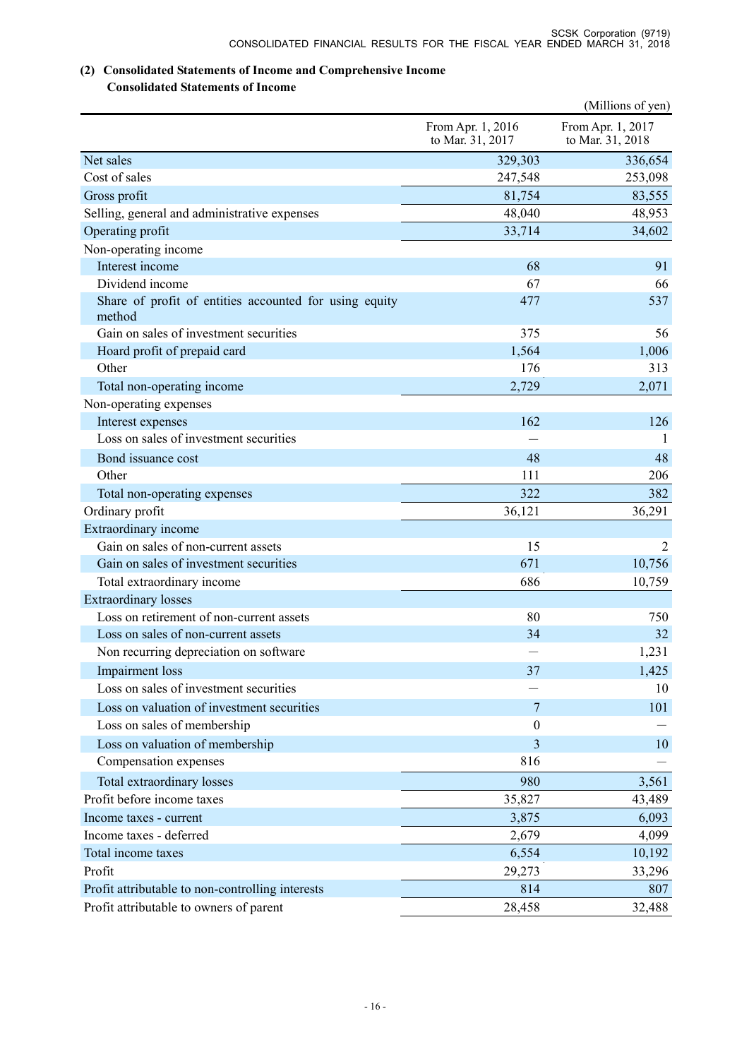## (2) Consolidated Statements of Income and Comprehensive Income

### Consolidated Statements of Income

(Millions of yen)

| | From Apr. 1, 2016 to Mar. 31, 2017 | From Apr. 1, 2017 to Mar. 31, 2018 |
|---|---|---|
| Net sales | 329,303 | 336,654 |
| Cost of sales | 247,548 | 253,098 |
| Gross profit | 81,754 | 83,555 |
| Selling, general and administrative expenses | 48,040 | 48,953 |
| Operating profit | 33,714 | 34,602 |
| Non-operating income | | |
| Interest income | 68 | 91 |
| Dividend income | 67 | 66 |
| Share of profit of entities accounted for using equity method | 477 | 537 |
| Gain on sales of investment securities | 375 | 56 |
| Hoard profit of prepaid card | 1,564 | 1,006 |
| Other | 176 | 313 |
| Total non-operating income | 2,729 | 2,071 |
| Non-operating expenses | | |
| Interest expenses | 162 | 126 |
| Loss on sales of investment securities | — | 1 |
| Bond issuance cost | 48 | 48 |
| Other | 111 | 206 |
| Total non-operating expenses | 322 | 382 |
| Ordinary profit | 36,121 | 36,291 |
| Extraordinary income | | |
| Gain on sales of non-current assets | 15 | 2 |
| Gain on sales of investment securities | 671 | 10,756 |
| Total extraordinary income | 686 | 10,759 |
| Extraordinary losses | | |
| Loss on retirement of non-current assets | 80 | 750 |
| Loss on sales of non-current assets | 34 | 32 |
| Non recurring depreciation on software | — | 1,231 |
| Impairment loss | 37 | 1,425 |
| Loss on sales of investment securities | — | 10 |
| Loss on valuation of investment securities | 7 | 101 |
| Loss on sales of membership | 0 | — |
| Loss on valuation of membership | 3 | 10 |
| Compensation expenses | 816 | — |
| Total extraordinary losses | 980 | 3,561 |
| Profit before income taxes | 35,827 | 43,489 |
| Income taxes - current | 3,875 | 6,093 |
| Income taxes - deferred | 2,679 | 4,099 |
| Total income taxes | 6,554 | 10,192 |
| Profit | 29,273 | 33,296 |
| Profit attributable to non-controlling interests | 814 | 807 |
| Profit attributable to owners of parent | 28,458 | 32,488 |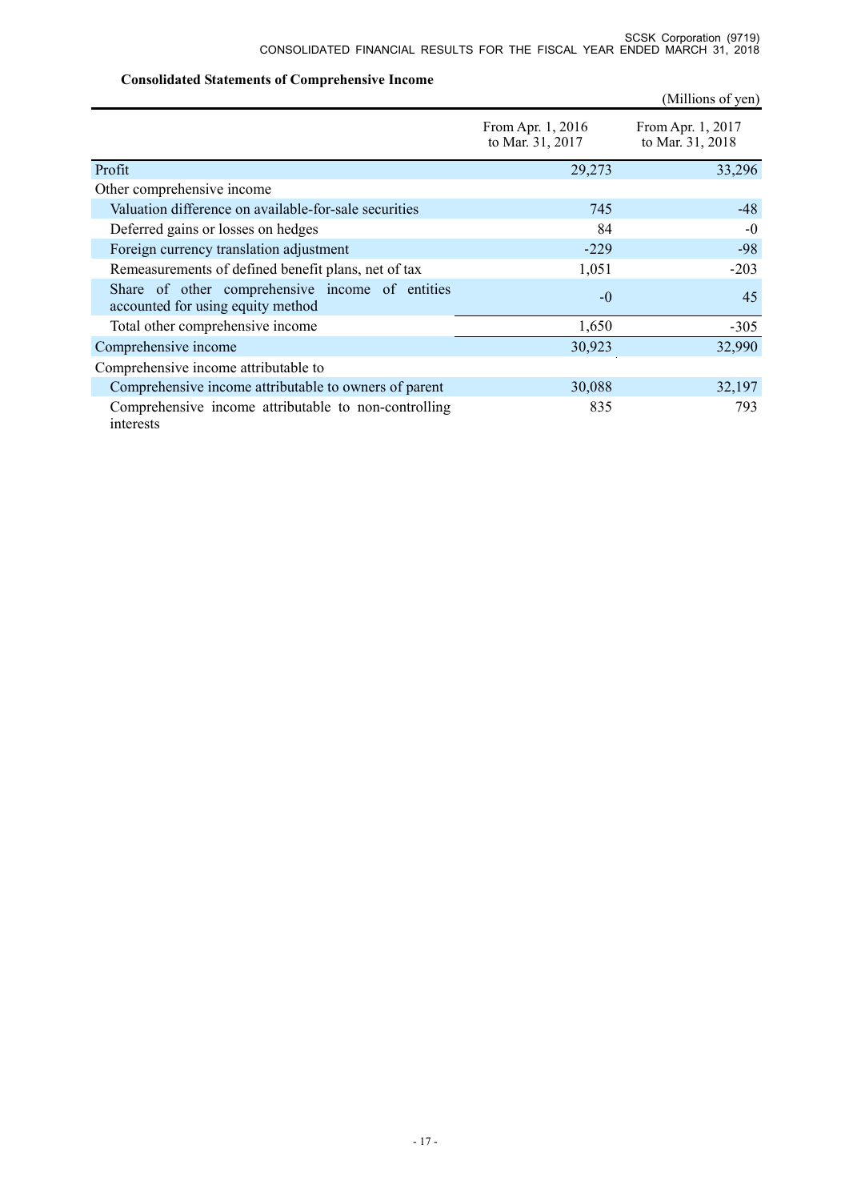### Consolidated Statements of Comprehensive Income

(Millions of yen)

| | From Apr. 1, 2016 to Mar. 31, 2017 | From Apr. 1, 2017 to Mar. 31, 2018 |
|---|---|---|
| Profit | 29,273 | 33,296 |
| Other comprehensive income | | |
| Valuation difference on available-for-sale securities | 745 | -48 |
| Deferred gains or losses on hedges | 84 | -0 |
| Foreign currency translation adjustment | -229 | -98 |
| Remeasurements of defined benefit plans, net of tax | 1,051 | -203 |
| Share of other comprehensive income of entities accounted for using equity method | -0 | 45 |
| Total other comprehensive income | 1,650 | -305 |
| Comprehensive income | 30,923 | 32,990 |
| Comprehensive income attributable to | | |
| Comprehensive income attributable to owners of parent | 30,088 | 32,197 |
| Comprehensive income attributable to non-controlling interests | 835 | 793 |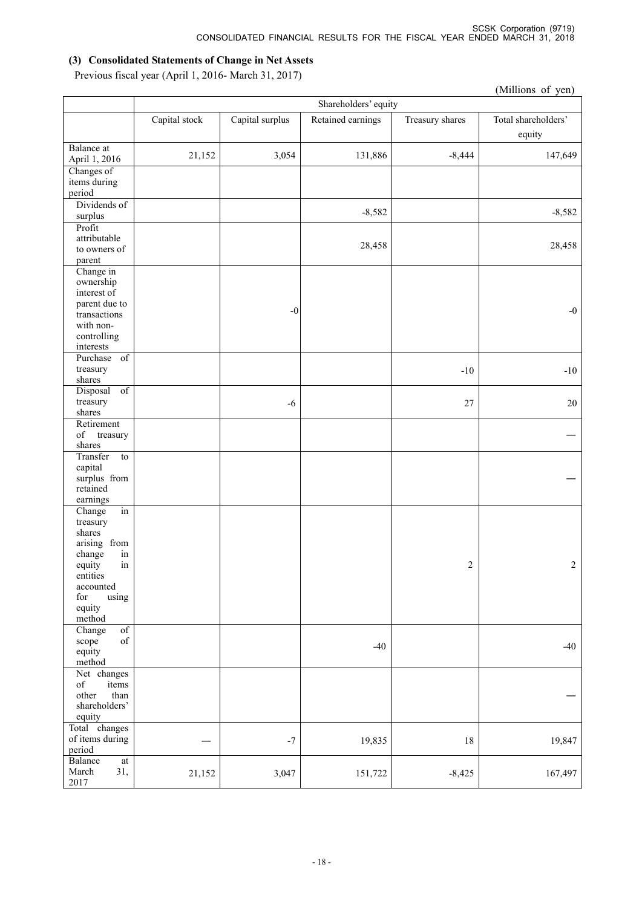### (3) Consolidated Statements of Change in Net Assets

Previous fiscal year (April 1, 2016- March 31, 2017)

(Millions of yen)

| | Shareholders' equity | | | | |
|---|---|---|---|---|---|
| | Capital stock | Capital surplus | Retained earnings | Treasury shares | Total shareholders' equity |
| Balance at April 1, 2016 | 21,152 | 3,054 | 131,886 | -8,444 | 147,649 |
| Changes of items during period | | | | | |
| Dividends of surplus | | | -8,582 | | -8,582 |
| Profit attributable to owners of parent | | | 28,458 | | 28,458 |
| Change in ownership interest of parent due to transactions with non-controlling interests | | -0 | | | -0 |
| Purchase of treasury shares | | | | -10 | -10 |
| Disposal of treasury shares | | -6 | | 27 | 20 |
| Retirement of treasury shares | | | | | ― |
| Transfer to capital surplus from retained earnings | | | | | ― |
| Change in treasury shares arising from change in equity in entities accounted for using equity method | | | | 2 | 2 |
| Change of scope of equity method | | | -40 | | -40 |
| Net changes of items other than shareholders' equity | | | | | ― |
| Total changes of items during period | ― | -7 | 19,835 | 18 | 19,847 |
| Balance at March 31, 2017 | 21,152 | 3,047 | 151,722 | -8,425 | 167,497 |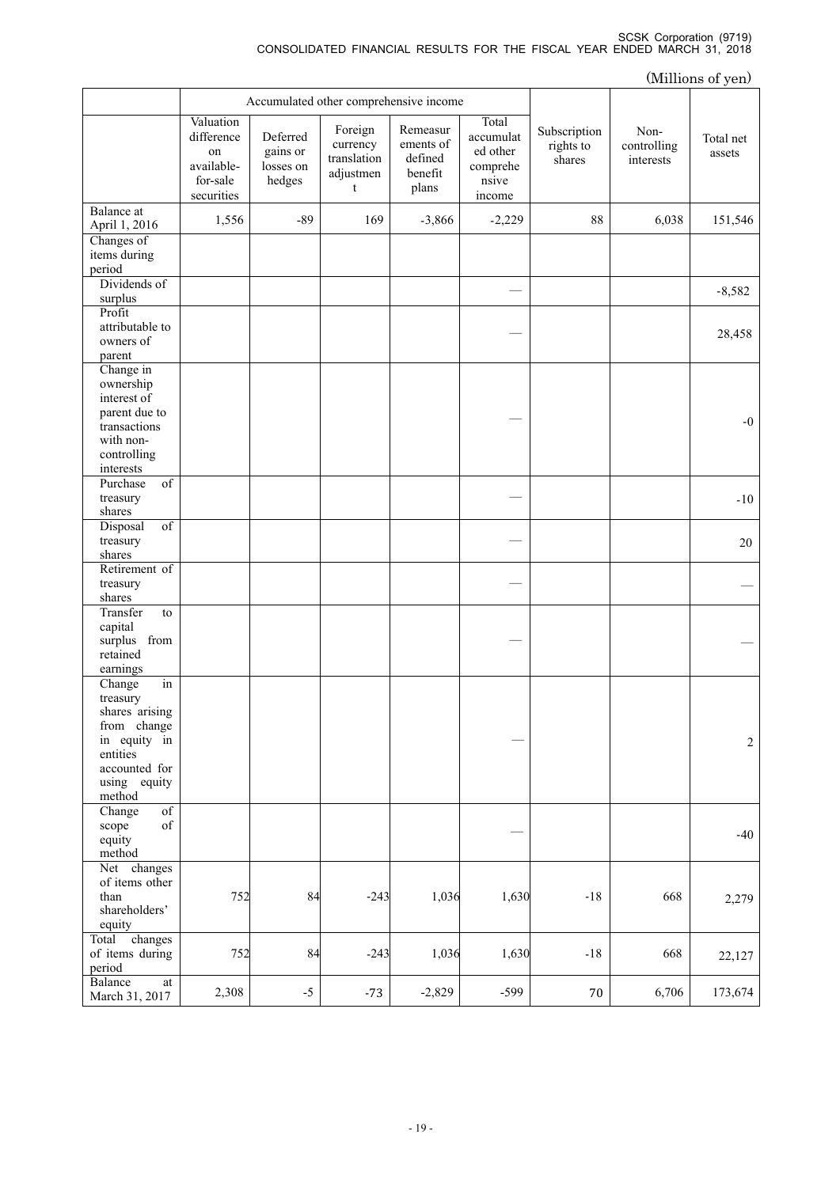(Millions of yen)

| | Accumulated other comprehensive income | | | | | | | |
|---|---|---|---|---|---|---|---|---|
| | Valuation difference on available-for-sale securities | Deferred gains or losses on hedges | Foreign currency translation adjustment | Remeasurements of defined benefit plans | Total accumulated other comprehensive income | Subscription rights to shares | Non-controlling interests | Total net assets |
| Balance at April 1, 2016 | 1,556 | -89 | 169 | -3,866 | -2,229 | 88 | 6,038 | 151,546 |
| Changes of items during period | | | | | | | | |
| Dividends of surplus | | | | | — | | | -8,582 |
| Profit attributable to owners of parent | | | | | — | | | 28,458 |
| Change in ownership interest of parent due to transactions with non-controlling interests | | | | | — | | | -0 |
| Purchase of treasury shares | | | | | — | | | -10 |
| Disposal of treasury shares | | | | | — | | | 20 |
| Retirement of treasury shares | | | | | — | | | — |
| Transfer to capital surplus from retained earnings | | | | | — | | | — |
| Change in treasury shares arising from change in equity in entities accounted for using equity method | | | | | — | | | 2 |
| Change of scope of equity method | | | | | — | | | -40 |
| Net changes of items other than shareholders' equity | 752 | 84 | -243 | 1,036 | 1,630 | -18 | 668 | 2,279 |
| Total changes of items during period | 752 | 84 | -243 | 1,036 | 1,630 | -18 | 668 | 22,127 |
| Balance at March 31, 2017 | 2,308 | -5 | -73 | -2,829 | -599 | 70 | 6,706 | 173,674 |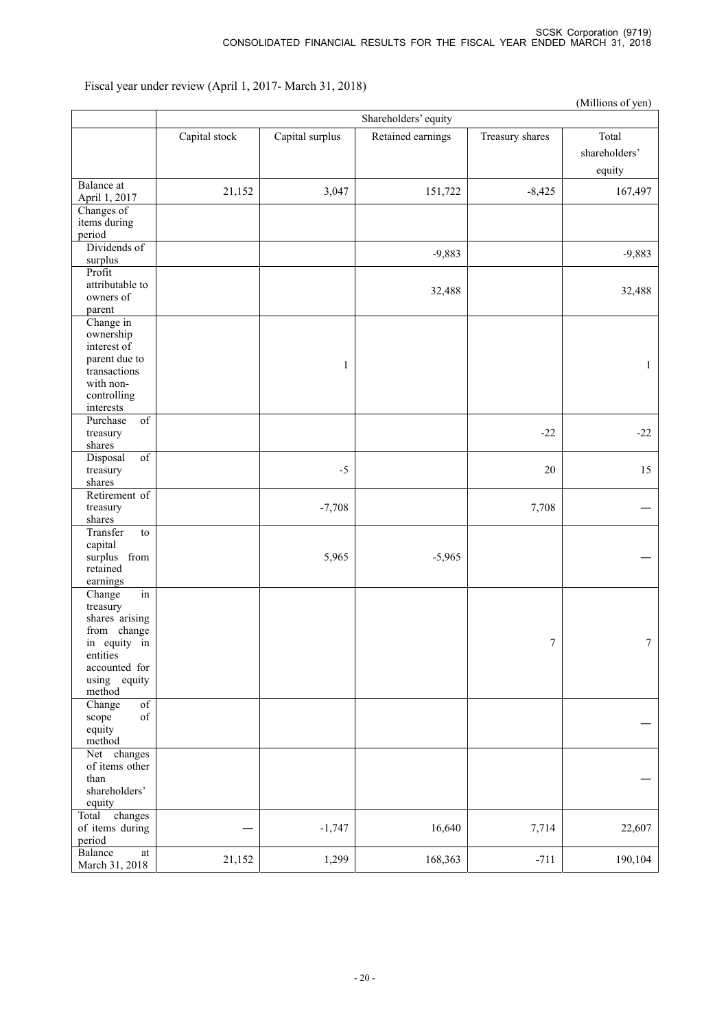Fiscal year under review (April 1, 2017- March 31, 2018)

(Millions of yen)

| | Shareholders' equity | | | | |
|---|---|---|---|---|---|
| | Capital stock | Capital surplus | Retained earnings | Treasury shares | Total shareholders' equity |
| Balance at April 1, 2017 | 21,152 | 3,047 | 151,722 | -8,425 | 167,497 |
| Changes of items during period | | | | | |
| Dividends of surplus | | | -9,883 | | -9,883 |
| Profit attributable to owners of parent | | | 32,488 | | 32,488 |
| Change in ownership interest of parent due to transactions with non-controlling interests | | 1 | | | 1 |
| Purchase of treasury shares | | | | -22 | -22 |
| Disposal of treasury shares | | -5 | | 20 | 15 |
| Retirement of treasury shares | | -7,708 | | 7,708 | — |
| Transfer to capital surplus from retained earnings | | 5,965 | -5,965 | | — |
| Change in treasury shares arising from change in equity in entities accounted for using equity method | | | | 7 | 7 |
| Change of scope of equity method | | | | | — |
| Net changes of items other than shareholders' equity | | | | | — |
| Total changes of items during period | — | -1,747 | 16,640 | 7,714 | 22,607 |
| Balance at March 31, 2018 | 21,152 | 1,299 | 168,363 | -711 | 190,104 |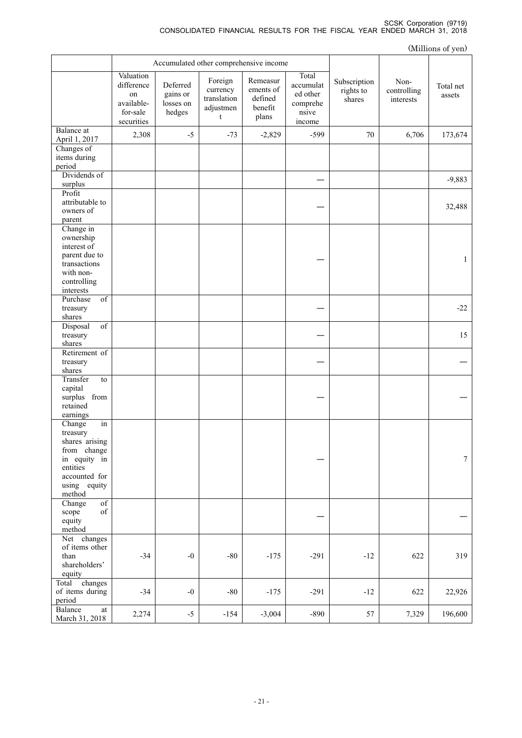(Millions of yen)

| | Accumulated other comprehensive income | | | | | | | |
|---|---|---|---|---|---|---|---|---|
| | Valuation difference on available-for-sale securities | Deferred gains or losses on hedges | Foreign currency translation adjustment | Remeasurements of defined benefit plans | Total accumulated other comprehensive income | Subscription rights to shares | Non-controlling interests | Total net assets |
| Balance at April 1, 2017 | 2,308 | -5 | -73 | -2,829 | -599 | 70 | 6,706 | 173,674 |
| Changes of items during period | | | | | | | | |
| Dividends of surplus | | | | | — | | | -9,883 |
| Profit attributable to owners of parent | | | | | — | | | 32,488 |
| Change in ownership interest of parent due to transactions with non-controlling interests | | | | | — | | | 1 |
| Purchase of treasury shares | | | | | — | | | -22 |
| Disposal of treasury shares | | | | | — | | | 15 |
| Retirement of treasury shares | | | | | — | | | — |
| Transfer to capital surplus from retained earnings | | | | | — | | | — |
| Change in treasury shares arising from change in equity in entities accounted for using equity method | | | | | — | | | 7 |
| Change of scope of equity method | | | | | — | | | — |
| Net changes of items other than shareholders' equity | -34 | -0 | -80 | -175 | -291 | -12 | 622 | 319 |
| Total changes of items during period | -34 | -0 | -80 | -175 | -291 | -12 | 622 | 22,926 |
| Balance at March 31, 2018 | 2,274 | -5 | -154 | -3,004 | -890 | 57 | 7,329 | 196,600 |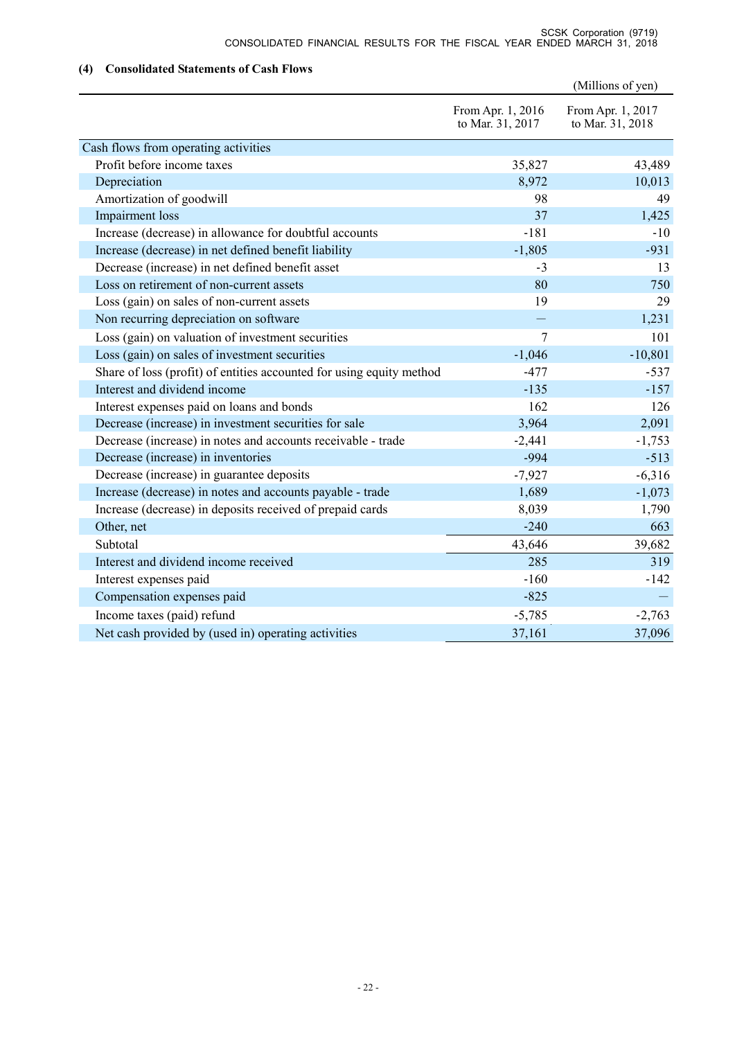### (4) Consolidated Statements of Cash Flows

(Millions of yen)

| | From Apr. 1, 2016 to Mar. 31, 2017 | From Apr. 1, 2017 to Mar. 31, 2018 |
|---|---|---|
| Cash flows from operating activities | | |
| Profit before income taxes | 35,827 | 43,489 |
| Depreciation | 8,972 | 10,013 |
| Amortization of goodwill | 98 | 49 |
| Impairment loss | 37 | 1,425 |
| Increase (decrease) in allowance for doubtful accounts | -181 | -10 |
| Increase (decrease) in net defined benefit liability | -1,805 | -931 |
| Decrease (increase) in net defined benefit asset | -3 | 13 |
| Loss on retirement of non-current assets | 80 | 750 |
| Loss (gain) on sales of non-current assets | 19 | 29 |
| Non recurring depreciation on software | — | 1,231 |
| Loss (gain) on valuation of investment securities | 7 | 101 |
| Loss (gain) on sales of investment securities | -1,046 | -10,801 |
| Share of loss (profit) of entities accounted for using equity method | -477 | -537 |
| Interest and dividend income | -135 | -157 |
| Interest expenses paid on loans and bonds | 162 | 126 |
| Decrease (increase) in investment securities for sale | 3,964 | 2,091 |
| Decrease (increase) in notes and accounts receivable - trade | -2,441 | -1,753 |
| Decrease (increase) in inventories | -994 | -513 |
| Decrease (increase) in guarantee deposits | -7,927 | -6,316 |
| Increase (decrease) in notes and accounts payable - trade | 1,689 | -1,073 |
| Increase (decrease) in deposits received of prepaid cards | 8,039 | 1,790 |
| Other, net | -240 | 663 |
| Subtotal | 43,646 | 39,682 |
| Interest and dividend income received | 285 | 319 |
| Interest expenses paid | -160 | -142 |
| Compensation expenses paid | -825 | — |
| Income taxes (paid) refund | -5,785 | -2,763 |
| Net cash provided by (used in) operating activities | 37,161 | 37,096 |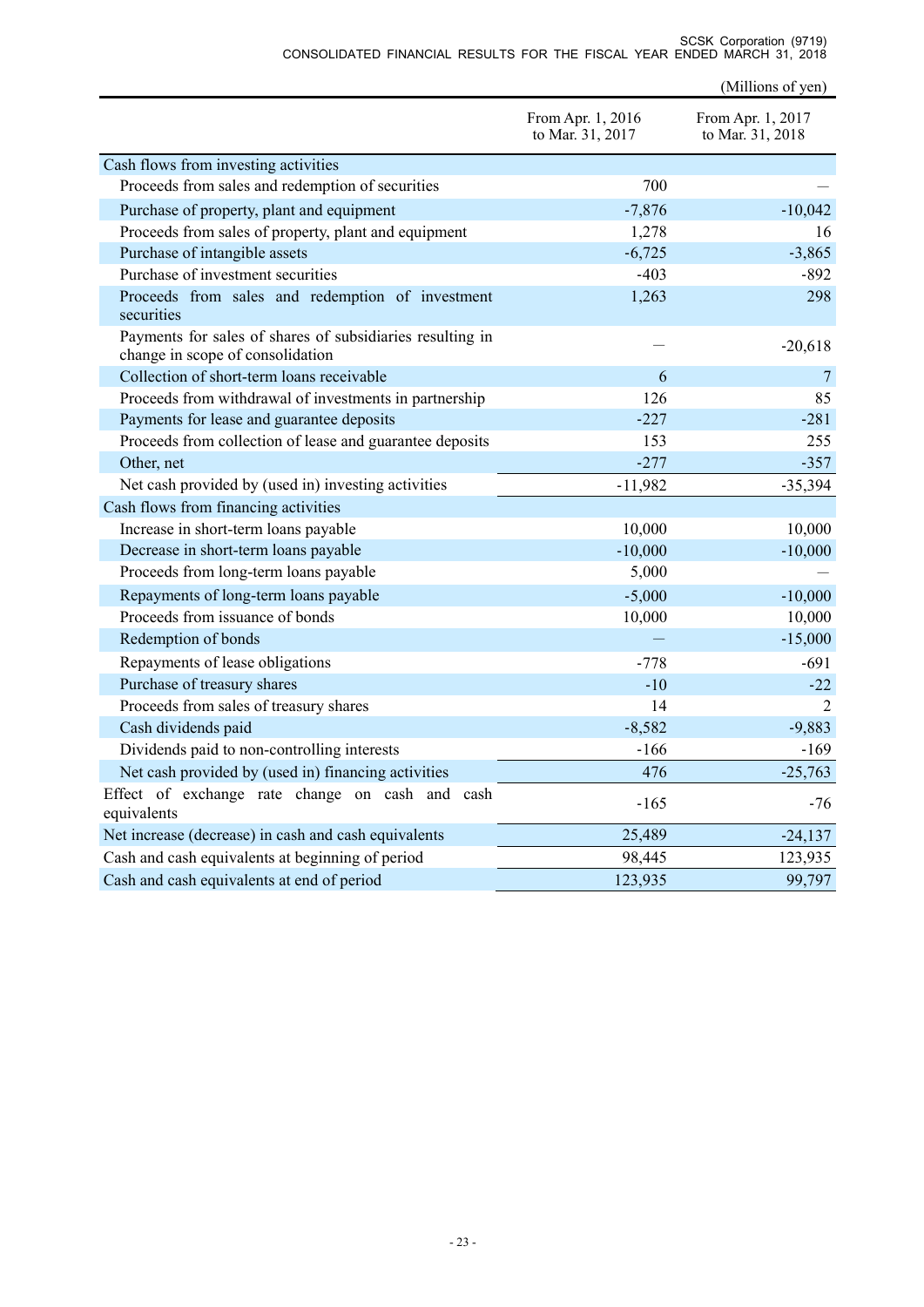(Millions of yen)

| | From Apr. 1, 2016 to Mar. 31, 2017 | From Apr. 1, 2017 to Mar. 31, 2018 |
|---|---|---|
| Cash flows from investing activities | | |
| Proceeds from sales and redemption of securities | 700 | — |
| Purchase of property, plant and equipment | -7,876 | -10,042 |
| Proceeds from sales of property, plant and equipment | 1,278 | 16 |
| Purchase of intangible assets | -6,725 | -3,865 |
| Purchase of investment securities | -403 | -892 |
| Proceeds from sales and redemption of investment securities | 1,263 | 298 |
| Payments for sales of shares of subsidiaries resulting in change in scope of consolidation | — | -20,618 |
| Collection of short-term loans receivable | 6 | 7 |
| Proceeds from withdrawal of investments in partnership | 126 | 85 |
| Payments for lease and guarantee deposits | -227 | -281 |
| Proceeds from collection of lease and guarantee deposits | 153 | 255 |
| Other, net | -277 | -357 |
| Net cash provided by (used in) investing activities | -11,982 | -35,394 |
| Cash flows from financing activities | | |
| Increase in short-term loans payable | 10,000 | 10,000 |
| Decrease in short-term loans payable | -10,000 | -10,000 |
| Proceeds from long-term loans payable | 5,000 | — |
| Repayments of long-term loans payable | -5,000 | -10,000 |
| Proceeds from issuance of bonds | 10,000 | 10,000 |
| Redemption of bonds | — | -15,000 |
| Repayments of lease obligations | -778 | -691 |
| Purchase of treasury shares | -10 | -22 |
| Proceeds from sales of treasury shares | 14 | 2 |
| Cash dividends paid | -8,582 | -9,883 |
| Dividends paid to non-controlling interests | -166 | -169 |
| Net cash provided by (used in) financing activities | 476 | -25,763 |
| Effect of exchange rate change on cash and cash equivalents | -165 | -76 |
| Net increase (decrease) in cash and cash equivalents | 25,489 | -24,137 |
| Cash and cash equivalents at beginning of period | 98,445 | 123,935 |
| Cash and cash equivalents at end of period | 123,935 | 99,797 |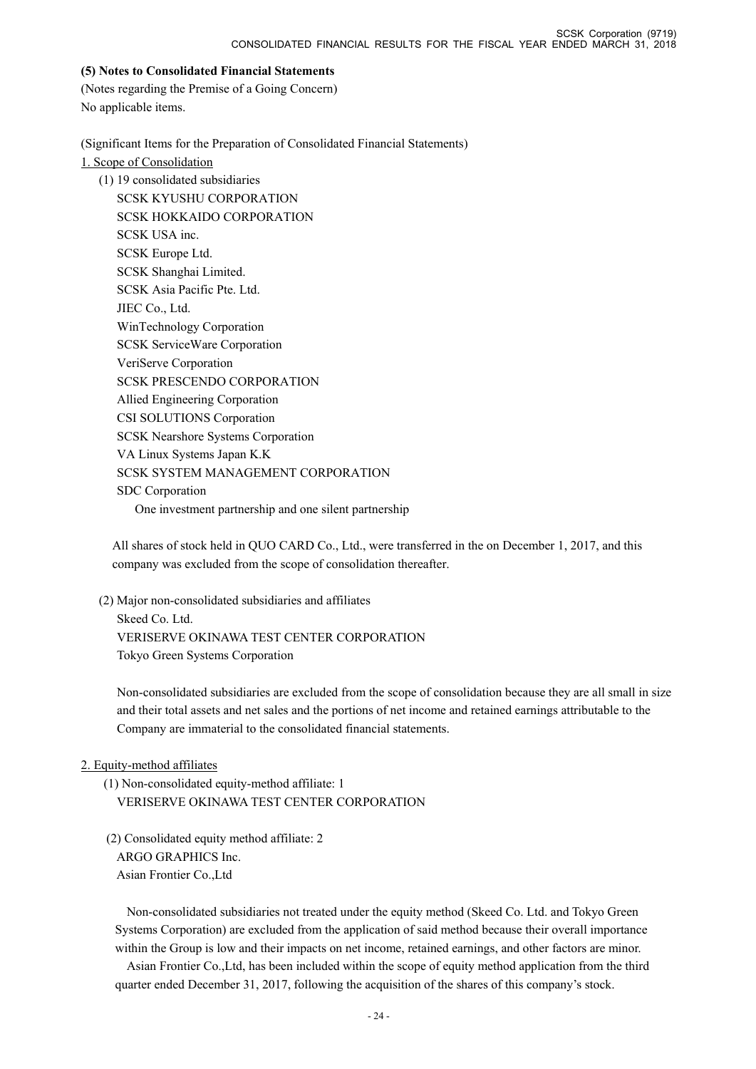### (5) Notes to Consolidated Financial Statements

(Notes regarding the Premise of a Going Concern)

No applicable items.

(Significant Items for the Preparation of Consolidated Financial Statements)

1. Scope of Consolidation

(1) 19 consolidated subsidiaries

SCSK KYUSHU CORPORATION
SCSK HOKKAIDO CORPORATION
SCSK USA inc.
SCSK Europe Ltd.
SCSK Shanghai Limited.
SCSK Asia Pacific Pte. Ltd.
JIEC Co., Ltd.
WinTechnology Corporation
SCSK ServiceWare Corporation
VeriServe Corporation
SCSK PRESCENDO CORPORATION
Allied Engineering Corporation
CSI SOLUTIONS Corporation
SCSK Nearshore Systems Corporation
VA Linux Systems Japan K.K
SCSK SYSTEM MANAGEMENT CORPORATION
SDC Corporation
One investment partnership and one silent partnership

All shares of stock held in QUO CARD Co., Ltd., were transferred in the on December 1, 2017, and this company was excluded from the scope of consolidation thereafter.

(2) Major non-consolidated subsidiaries and affiliates

Skeed Co. Ltd.
VERISERVE OKINAWA TEST CENTER CORPORATION
Tokyo Green Systems Corporation

Non-consolidated subsidiaries are excluded from the scope of consolidation because they are all small in size and their total assets and net sales and the portions of net income and retained earnings attributable to the Company are immaterial to the consolidated financial statements.

2. Equity-method affiliates

(1) Non-consolidated equity-method affiliate: 1

VERISERVE OKINAWA TEST CENTER CORPORATION

(2) Consolidated equity method affiliate: 2

ARGO GRAPHICS Inc.
Asian Frontier Co.,Ltd

Non-consolidated subsidiaries not treated under the equity method (Skeed Co. Ltd. and Tokyo Green Systems Corporation) are excluded from the application of said method because their overall importance within the Group is low and their impacts on net income, retained earnings, and other factors are minor.

Asian Frontier Co.,Ltd, has been included within the scope of equity method application from the third quarter ended December 31, 2017, following the acquisition of the shares of this company's stock.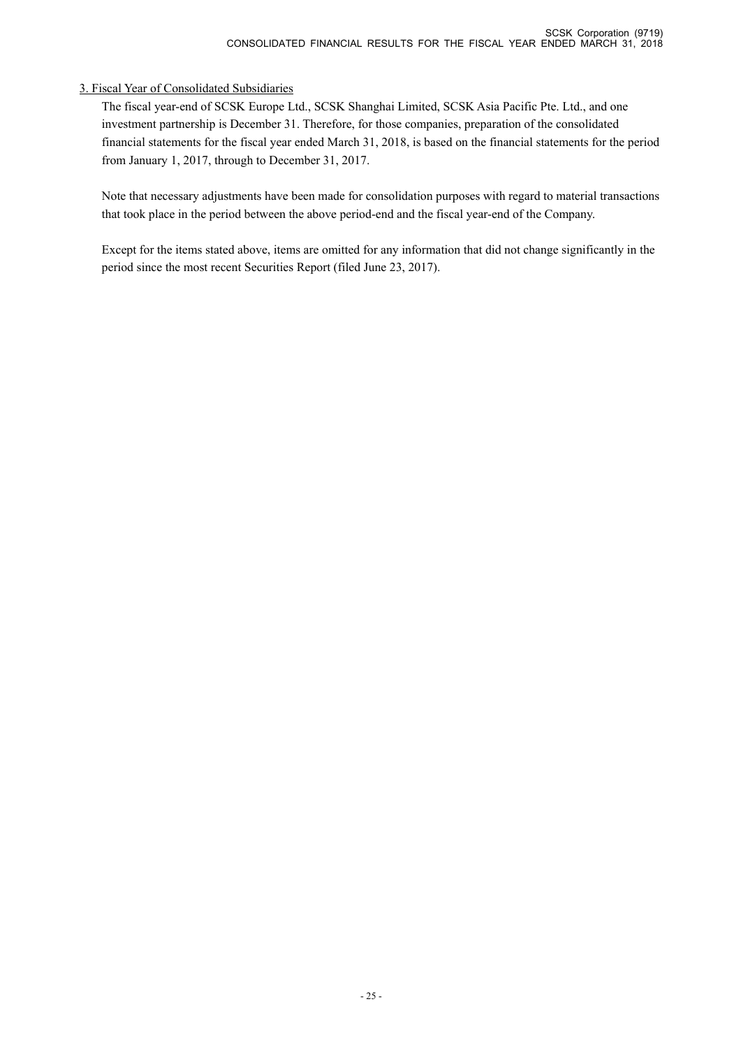### 3. Fiscal Year of Consolidated Subsidiaries

The fiscal year-end of SCSK Europe Ltd., SCSK Shanghai Limited, SCSK Asia Pacific Pte. Ltd., and one investment partnership is December 31. Therefore, for those companies, preparation of the consolidated financial statements for the fiscal year ended March 31, 2018, is based on the financial statements for the period from January 1, 2017, through to December 31, 2017.

Note that necessary adjustments have been made for consolidation purposes with regard to material transactions that took place in the period between the above period-end and the fiscal year-end of the Company.

Except for the items stated above, items are omitted for any information that did not change significantly in the period since the most recent Securities Report (filed June 23, 2017).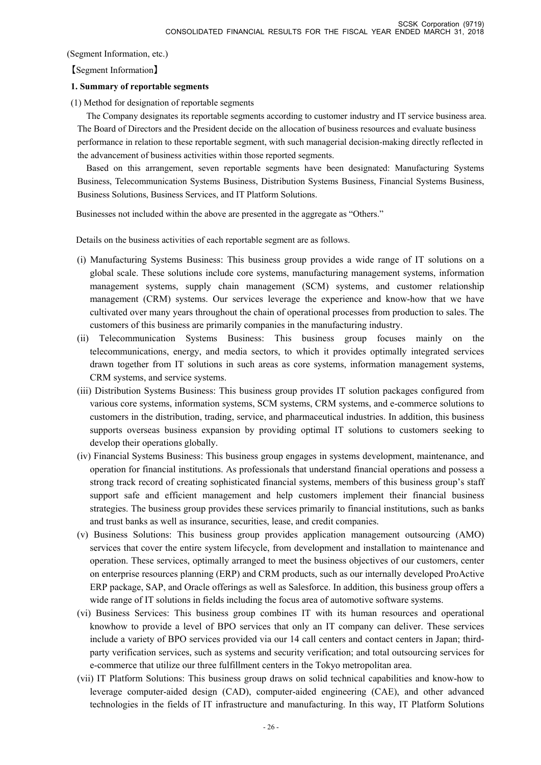(Segment Information, etc.)

【Segment Information】

**1. Summary of reportable segments**

(1) Method for designation of reportable segments

The Company designates its reportable segments according to customer industry and IT service business area. The Board of Directors and the President decide on the allocation of business resources and evaluate business performance in relation to these reportable segment, with such managerial decision-making directly reflected in the advancement of business activities within those reported segments.

Based on this arrangement, seven reportable segments have been designated: Manufacturing Systems Business, Telecommunication Systems Business, Distribution Systems Business, Financial Systems Business, Business Solutions, Business Services, and IT Platform Solutions.

Businesses not included within the above are presented in the aggregate as "Others."

Details on the business activities of each reportable segment are as follows.

(i) Manufacturing Systems Business: This business group provides a wide range of IT solutions on a global scale. These solutions include core systems, manufacturing management systems, information management systems, supply chain management (SCM) systems, and customer relationship management (CRM) systems. Our services leverage the experience and know-how that we have cultivated over many years throughout the chain of operational processes from production to sales. The customers of this business are primarily companies in the manufacturing industry.

(ii) Telecommunication Systems Business: This business group focuses mainly on the telecommunications, energy, and media sectors, to which it provides optimally integrated services drawn together from IT solutions in such areas as core systems, information management systems, CRM systems, and service systems.

(iii) Distribution Systems Business: This business group provides IT solution packages configured from various core systems, information systems, SCM systems, CRM systems, and e-commerce solutions to customers in the distribution, trading, service, and pharmaceutical industries. In addition, this business supports overseas business expansion by providing optimal IT solutions to customers seeking to develop their operations globally.

(iv) Financial Systems Business: This business group engages in systems development, maintenance, and operation for financial institutions. As professionals that understand financial operations and possess a strong track record of creating sophisticated financial systems, members of this business group's staff support safe and efficient management and help customers implement their financial business strategies. The business group provides these services primarily to financial institutions, such as banks and trust banks as well as insurance, securities, lease, and credit companies.

(v) Business Solutions: This business group provides application management outsourcing (AMO) services that cover the entire system lifecycle, from development and installation to maintenance and operation. These services, optimally arranged to meet the business objectives of our customers, center on enterprise resources planning (ERP) and CRM products, such as our internally developed ProActive ERP package, SAP, and Oracle offerings as well as Salesforce. In addition, this business group offers a wide range of IT solutions in fields including the focus area of automotive software systems.

(vi) Business Services: This business group combines IT with its human resources and operational knowhow to provide a level of BPO services that only an IT company can deliver. These services include a variety of BPO services provided via our 14 call centers and contact centers in Japan; third-party verification services, such as systems and security verification; and total outsourcing services for e-commerce that utilize our three fulfillment centers in the Tokyo metropolitan area.

(vii) IT Platform Solutions: This business group draws on solid technical capabilities and know-how to leverage computer-aided design (CAD), computer-aided engineering (CAE), and other advanced technologies in the fields of IT infrastructure and manufacturing. In this way, IT Platform Solutions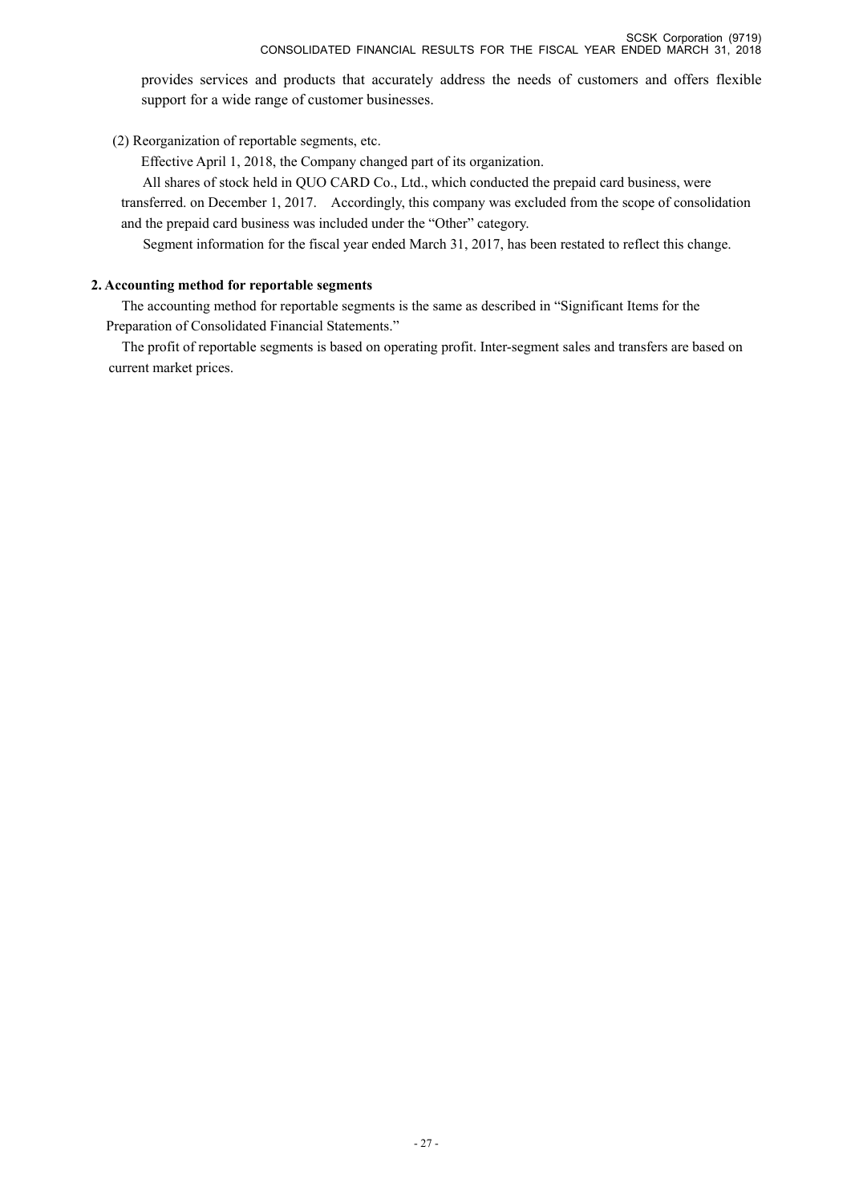provides services and products that accurately address the needs of customers and offers flexible support for a wide range of customer businesses.

(2) Reorganization of reportable segments, etc.

Effective April 1, 2018, the Company changed part of its organization.

All shares of stock held in QUO CARD Co., Ltd., which conducted the prepaid card business, were transferred. on December 1, 2017. Accordingly, this company was excluded from the scope of consolidation and the prepaid card business was included under the "Other" category.

Segment information for the fiscal year ended March 31, 2017, has been restated to reflect this change.

**2. Accounting method for reportable segments**

The accounting method for reportable segments is the same as described in "Significant Items for the Preparation of Consolidated Financial Statements."

The profit of reportable segments is based on operating profit. Inter-segment sales and transfers are based on current market prices.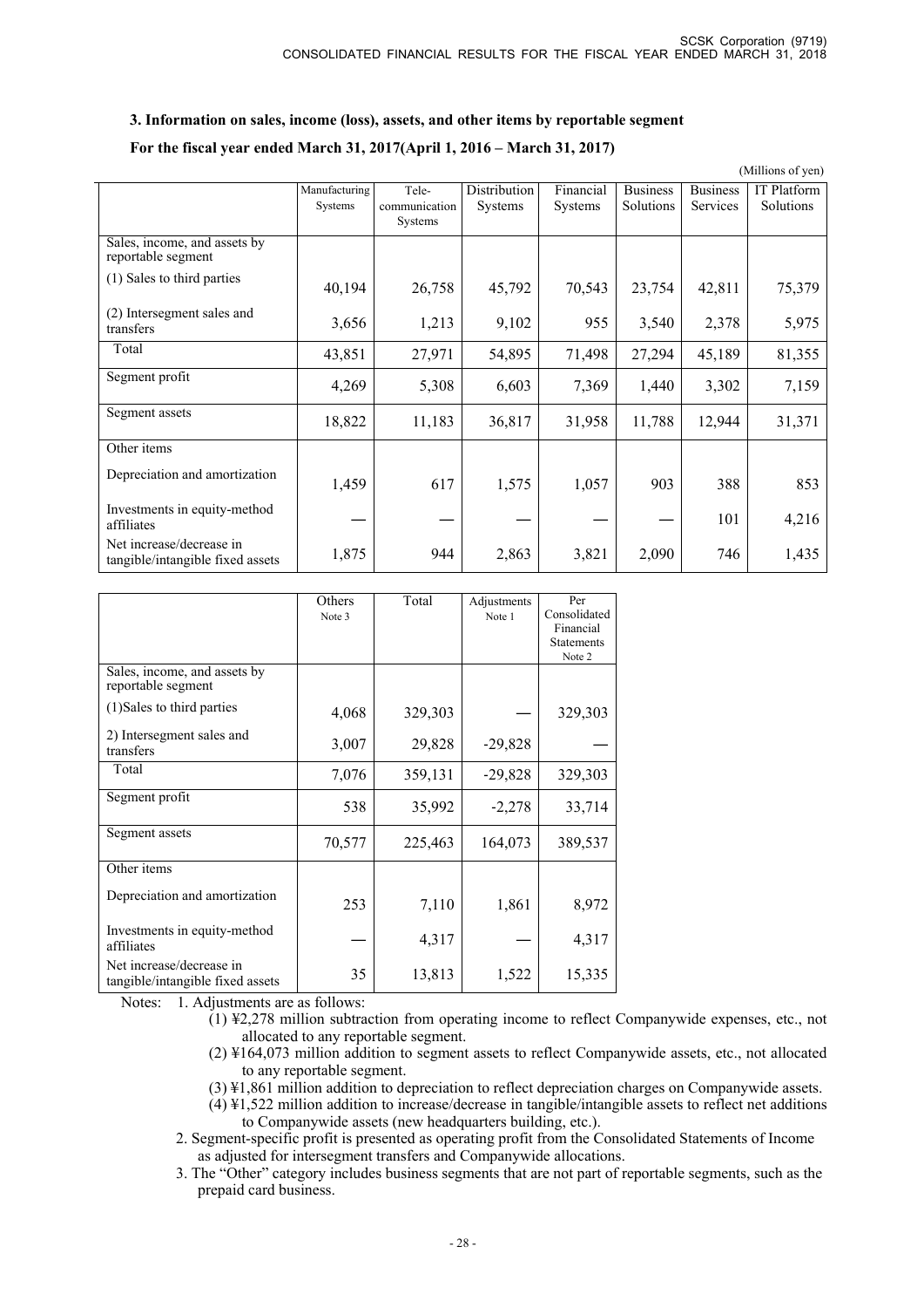### 3. Information on sales, income (loss), assets, and other items by reportable segment

**For the fiscal year ended March 31, 2017(April 1, 2016 – March 31, 2017)**

(Millions of yen)

| | Manufacturing Systems | Tele-communication Systems | Distribution Systems | Financial Systems | Business Solutions | Business Services | IT Platform Solutions |
|---|---|---|---|---|---|---|---|
| Sales, income, and assets by reportable segment | | | | | | | |
| (1) Sales to third parties | 40,194 | 26,758 | 45,792 | 70,543 | 23,754 | 42,811 | 75,379 |
| (2) Intersegment sales and transfers | 3,656 | 1,213 | 9,102 | 955 | 3,540 | 2,378 | 5,975 |
| Total | 43,851 | 27,971 | 54,895 | 71,498 | 27,294 | 45,189 | 81,355 |
| Segment profit | 4,269 | 5,308 | 6,603 | 7,369 | 1,440 | 3,302 | 7,159 |
| Segment assets | 18,822 | 11,183 | 36,817 | 31,958 | 11,788 | 12,944 | 31,371 |
| Other items | | | | | | | |
| Depreciation and amortization | 1,459 | 617 | 1,575 | 1,057 | 903 | 388 | 853 |
| Investments in equity-method affiliates | — | — | — | — | — | 101 | 4,216 |
| Net increase/decrease in tangible/intangible fixed assets | 1,875 | 944 | 2,863 | 3,821 | 2,090 | 746 | 1,435 |

| | Others Note 3 | Total | Adjustments Note 1 | Per Consolidated Financial Statements Note 2 |
|---|---|---|---|---|
| Sales, income, and assets by reportable segment | | | | |
| (1)Sales to third parties | 4,068 | 329,303 | — | 329,303 |
| 2) Intersegment sales and transfers | 3,007 | 29,828 | -29,828 | — |
| Total | 7,076 | 359,131 | -29,828 | 329,303 |
| Segment profit | 538 | 35,992 | -2,278 | 33,714 |
| Segment assets | 70,577 | 225,463 | 164,073 | 389,537 |
| Other items | | | | |
| Depreciation and amortization | 253 | 7,110 | 1,861 | 8,972 |
| Investments in equity-method affiliates | — | 4,317 | — | 4,317 |
| Net increase/decrease in tangible/intangible fixed assets | 35 | 13,813 | 1,522 | 15,335 |

Notes: 1. Adjustments are as follows:
(1) ¥2,278 million subtraction from operating income to reflect Companywide expenses, etc., not allocated to any reportable segment.
(2) ¥164,073 million addition to segment assets to reflect Companywide assets, etc., not allocated to any reportable segment.
(3) ¥1,861 million addition to depreciation to reflect depreciation charges on Companywide assets.
(4) ¥1,522 million addition to increase/decrease in tangible/intangible assets to reflect net additions to Companywide assets (new headquarters building, etc.).
2. Segment-specific profit is presented as operating profit from the Consolidated Statements of Income as adjusted for intersegment transfers and Companywide allocations.
3. The "Other" category includes business segments that are not part of reportable segments, such as the prepaid card business.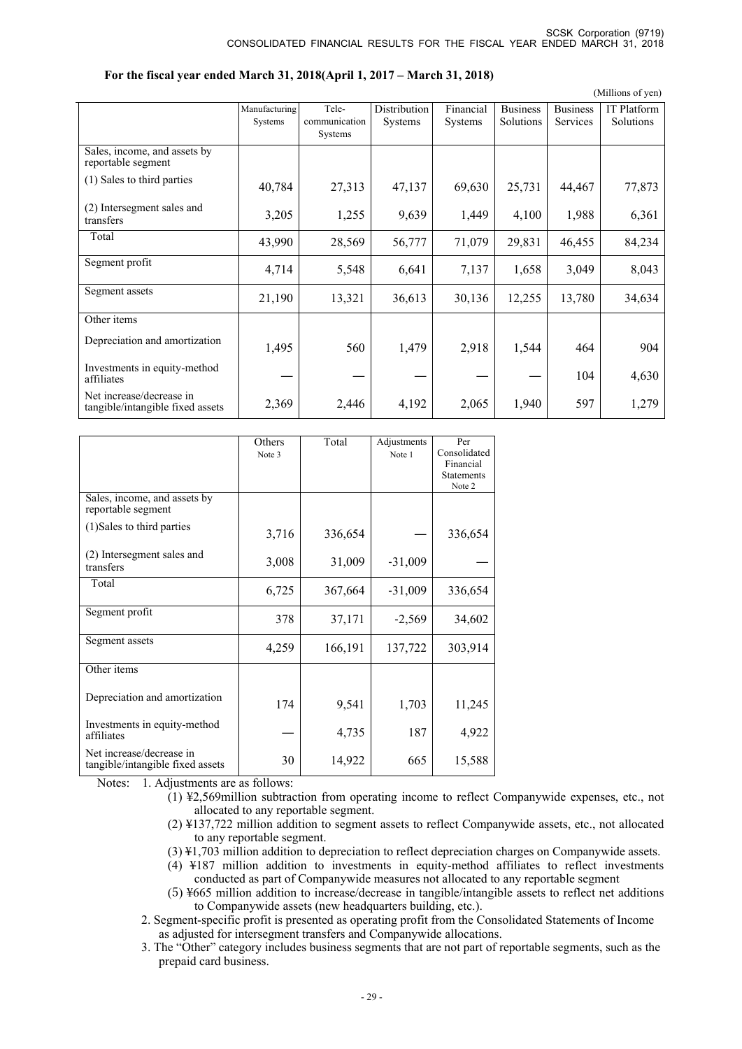**For the fiscal year ended March 31, 2018(April 1, 2017 – March 31, 2018)**

(Millions of yen)

| | Manufacturing Systems | Tele-communication Systems | Distribution Systems | Financial Systems | Business Solutions | Business Services | IT Platform Solutions |
|---|---|---|---|---|---|---|---|
| Sales, income, and assets by reportable segment | | | | | | | |
| (1) Sales to third parties | 40,784 | 27,313 | 47,137 | 69,630 | 25,731 | 44,467 | 77,873 |
| (2) Intersegment sales and transfers | 3,205 | 1,255 | 9,639 | 1,449 | 4,100 | 1,988 | 6,361 |
| Total | 43,990 | 28,569 | 56,777 | 71,079 | 29,831 | 46,455 | 84,234 |
| Segment profit | 4,714 | 5,548 | 6,641 | 7,137 | 1,658 | 3,049 | 8,043 |
| Segment assets | 21,190 | 13,321 | 36,613 | 30,136 | 12,255 | 13,780 | 34,634 |
| Other items | | | | | | | |
| Depreciation and amortization | 1,495 | 560 | 1,479 | 2,918 | 1,544 | 464 | 904 |
| Investments in equity-method affiliates | — | — | — | — | — | 104 | 4,630 |
| Net increase/decrease in tangible/intangible fixed assets | 2,369 | 2,446 | 4,192 | 2,065 | 1,940 | 597 | 1,279 |

| | Others Note 3 | Total | Adjustments Note 1 | Per Consolidated Financial Statements Note 2 |
|---|---|---|---|---|
| Sales, income, and assets by reportable segment | | | | |
| (1)Sales to third parties | 3,716 | 336,654 | — | 336,654 |
| (2) Intersegment sales and transfers | 3,008 | 31,009 | -31,009 | — |
| Total | 6,725 | 367,664 | -31,009 | 336,654 |
| Segment profit | 378 | 37,171 | -2,569 | 34,602 |
| Segment assets | 4,259 | 166,191 | 137,722 | 303,914 |
| Other items | | | | |
| Depreciation and amortization | 174 | 9,541 | 1,703 | 11,245 |
| Investments in equity-method affiliates | — | 4,735 | 187 | 4,922 |
| Net increase/decrease in tangible/intangible fixed assets | 30 | 14,922 | 665 | 15,588 |

Notes: 1. Adjustments are as follows:

(1) ¥2,569million subtraction from operating income to reflect Companywide expenses, etc., not allocated to any reportable segment.

(2) ¥137,722 million addition to segment assets to reflect Companywide assets, etc., not allocated to any reportable segment.

(3) ¥1,703 million addition to depreciation to reflect depreciation charges on Companywide assets.

(4) ¥187 million addition to investments in equity-method affiliates to reflect investments conducted as part of Companywide measures not allocated to any reportable segment

(5) ¥665 million addition to increase/decrease in tangible/intangible assets to reflect net additions to Companywide assets (new headquarters building, etc.).

2. Segment-specific profit is presented as operating profit from the Consolidated Statements of Income as adjusted for intersegment transfers and Companywide allocations.

3. The "Other" category includes business segments that are not part of reportable segments, such as the prepaid card business.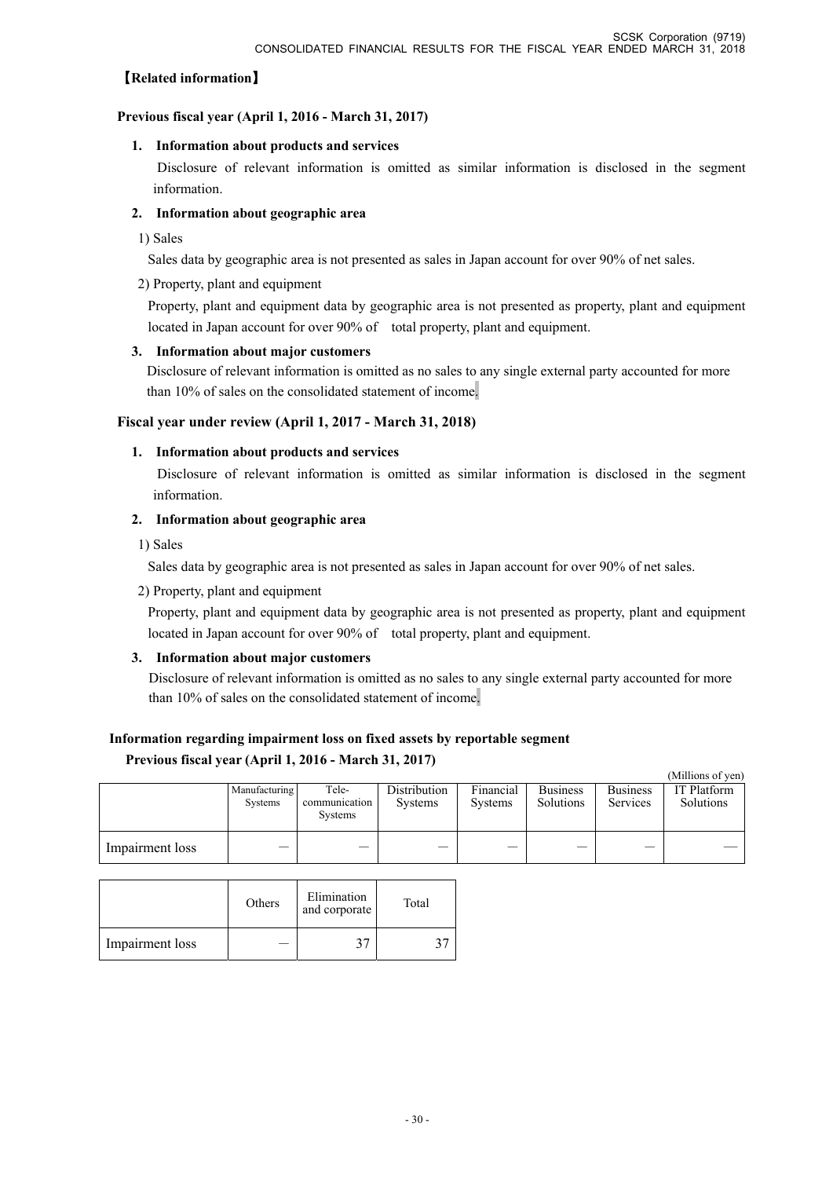## 【Related information】

### Previous fiscal year (April 1, 2016 - March 31, 2017)

**1. Information about products and services**

Disclosure of relevant information is omitted as similar information is disclosed in the segment information.

**2. Information about geographic area**

1) Sales

Sales data by geographic area is not presented as sales in Japan account for over 90% of net sales.

2) Property, plant and equipment

Property, plant and equipment data by geographic area is not presented as property, plant and equipment located in Japan account for over 90% of total property, plant and equipment.

**3. Information about major customers**

Disclosure of relevant information is omitted as no sales to any single external party accounted for more than 10% of sales on the consolidated statement of income.

### Fiscal year under review (April 1, 2017 - March 31, 2018)

**1. Information about products and services**

Disclosure of relevant information is omitted as similar information is disclosed in the segment information.

**2. Information about geographic area**

1) Sales

Sales data by geographic area is not presented as sales in Japan account for over 90% of net sales.

2) Property, plant and equipment

Property, plant and equipment data by geographic area is not presented as property, plant and equipment located in Japan account for over 90% of total property, plant and equipment.

**3. Information about major customers**

Disclosure of relevant information is omitted as no sales to any single external party accounted for more than 10% of sales on the consolidated statement of income.

### Information regarding impairment loss on fixed assets by reportable segment

**Previous fiscal year (April 1, 2016 - March 31, 2017)**

(Millions of yen)

| | Manufacturing Systems | Tele-communication Systems | Distribution Systems | Financial Systems | Business Solutions | Business Services | IT Platform Solutions |
|---|---|---|---|---|---|---|---|
| Impairment loss | — | — | — | — | — | — | — |

| | Others | Elimination and corporate | Total |
|---|---|---|---|
| Impairment loss | — | 37 | 37 |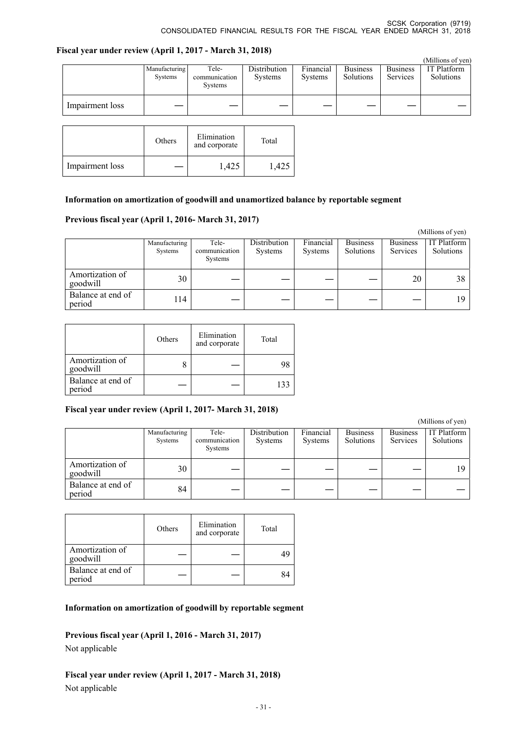**Fiscal year under review (April 1, 2017 - March 31, 2018)**

(Millions of yen)

| | Manufacturing Systems | Tele-communication Systems | Distribution Systems | Financial Systems | Business Solutions | Business Services | IT Platform Solutions | Others | Elimination and corporate | Total |
|---|---|---|---|---|---|---|---|---|---|---|
| Impairment loss | — | — | — | — | — | — | — | — | 1,425 | 1,425 |

**Information on amortization of goodwill and unamortized balance by reportable segment**

**Previous fiscal year (April 1, 2016- March 31, 2017)**

(Millions of yen)

| | Manufacturing Systems | Tele-communication Systems | Distribution Systems | Financial Systems | Business Solutions | Business Services | IT Platform Solutions | Others | Elimination and corporate | Total |
|---|---|---|---|---|---|---|---|---|---|---|
| Amortization of goodwill | 30 | — | — | — | — | 20 | 38 | 8 | — | 98 |
| Balance at end of period | 114 | — | — | — | — | — | 19 | — | — | 133 |

**Fiscal year under review (April 1, 2017- March 31, 2018)**

(Millions of yen)

| | Manufacturing Systems | Tele-communication Systems | Distribution Systems | Financial Systems | Business Solutions | Business Services | IT Platform Solutions | Others | Elimination and corporate | Total |
|---|---|---|---|---|---|---|---|---|---|---|
| Amortization of goodwill | 30 | — | — | — | — | — | 19 | — | — | 49 |
| Balance at end of period | 84 | — | — | — | — | — | — | — | — | 84 |

**Information on amortization of goodwill by reportable segment**

**Previous fiscal year (April 1, 2016 - March 31, 2017)**

Not applicable

**Fiscal year under review (April 1, 2017 - March 31, 2018)**

Not applicable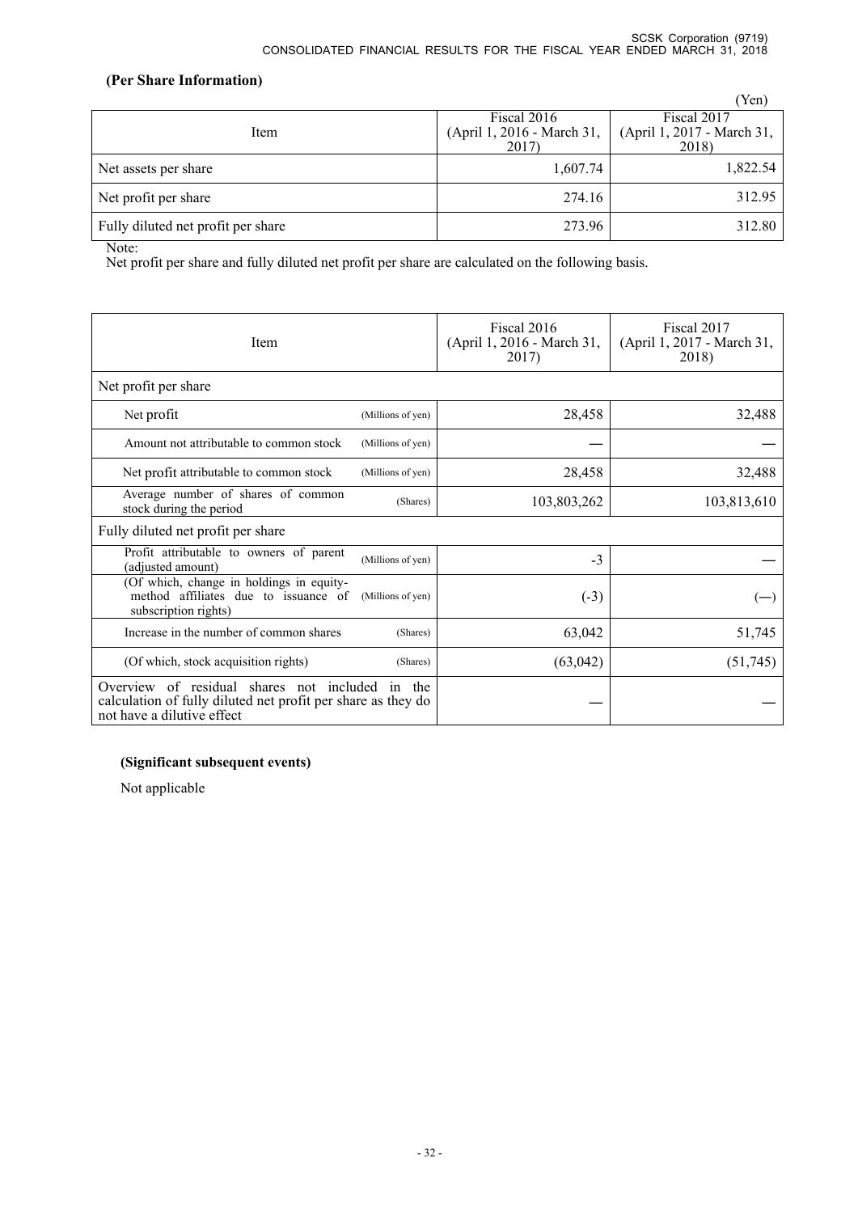### (Per Share Information)

(Yen)

| Item | Fiscal 2016 (April 1, 2016 - March 31, 2017) | Fiscal 2017 (April 1, 2017 - March 31, 2018) |
|---|---|---|
| Net assets per share | 1,607.74 | 1,822.54 |
| Net profit per share | 274.16 | 312.95 |
| Fully diluted net profit per share | 273.96 | 312.80 |

Note:
Net profit per share and fully diluted net profit per share are calculated on the following basis.

| Item | | Fiscal 2016 (April 1, 2016 - March 31, 2017) | Fiscal 2017 (April 1, 2017 - March 31, 2018) |
|---|---|---|---|
| Net profit per share | | | |
| Net profit | (Millions of yen) | 28,458 | 32,488 |
| Amount not attributable to common stock | (Millions of yen) | — | — |
| Net profit attributable to common stock | (Millions of yen) | 28,458 | 32,488 |
| Average number of shares of common stock during the period | (Shares) | 103,803,262 | 103,813,610 |
| Fully diluted net profit per share | | | |
| Profit attributable to owners of parent (adjusted amount) | (Millions of yen) | -3 | — |
| (Of which, change in holdings in equity-method affiliates due to issuance of subscription rights) | (Millions of yen) | (-3) | (—) |
| Increase in the number of common shares | (Shares) | 63,042 | 51,745 |
| (Of which, stock acquisition rights) | (Shares) | (63,042) | (51,745) |
| Overview of residual shares not included in the calculation of fully diluted net profit per share as they do not have a dilutive effect | | — | — |

### (Significant subsequent events)

Not applicable